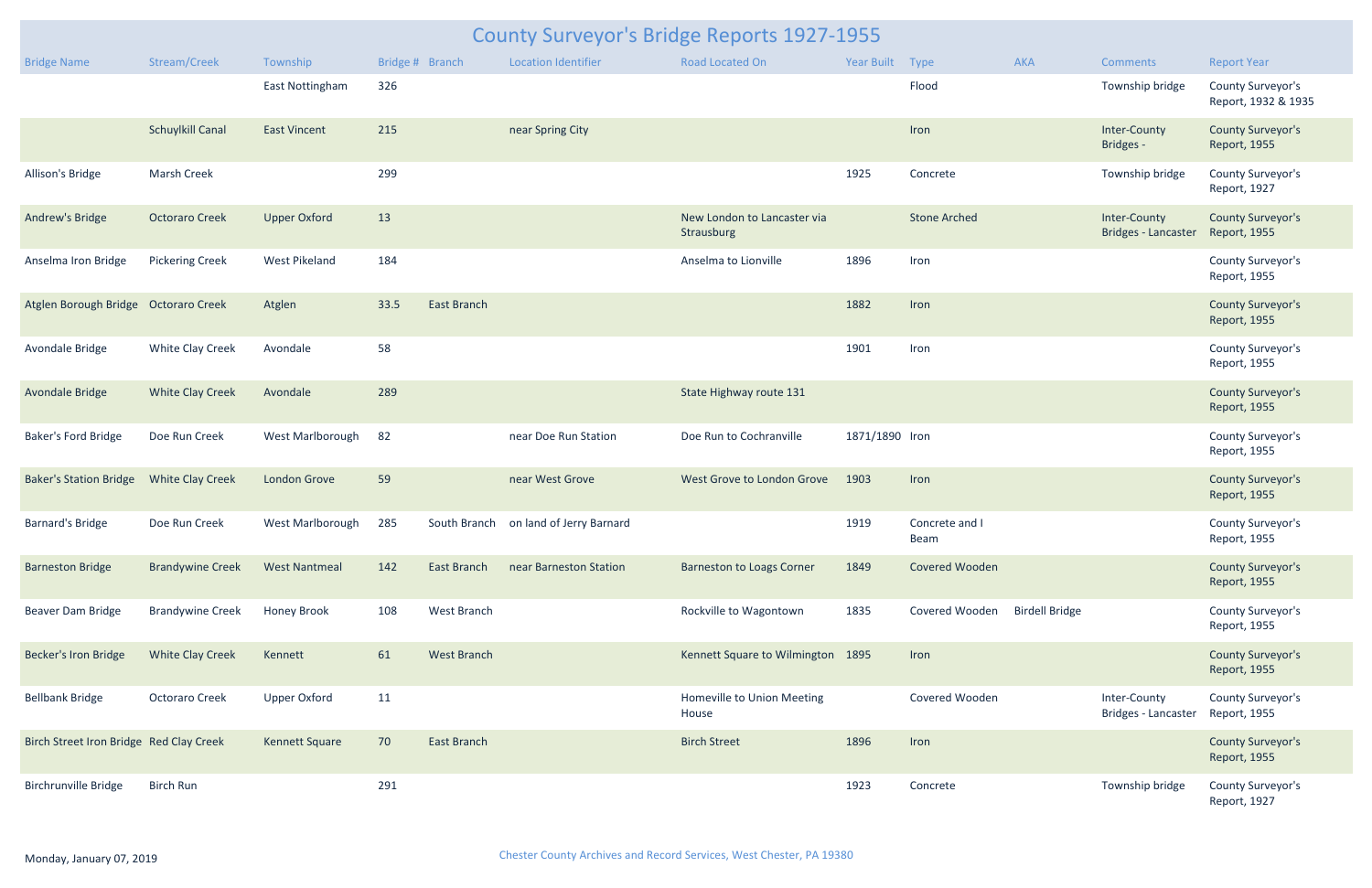# County Surveyor's Bridge Reports 1927-1955

| Bridge Name | Stream/Creek | Township | Bridge # | Branch | Location Identifier | Road Located On | Year Built | Type | AKA | Comments | Report Year |
|---|---|---|---|---|---|---|---|---|---|---|---|
| | | East Nottingham | 326 | | | | | Flood | | Township bridge | County Surveyor's Report, 1932 & 1935 |
| | Schuylkill Canal | East Vincent | 215 | | near Spring City | | | Iron | | Inter-County Bridges - | County Surveyor's Report, 1955 |
| Allison's Bridge | Marsh Creek | | 299 | | | | 1925 | Concrete | | Township bridge | County Surveyor's Report, 1927 |
| Andrew's Bridge | Octoraro Creek | Upper Oxford | 13 | | | New London to Lancaster via Strausburg | | Stone Arched | | Inter-County Bridges - Lancaster | County Surveyor's Report, 1955 |
| Anselma Iron Bridge | Pickering Creek | West Pikeland | 184 | | | Anselma to Lionville | 1896 | Iron | | | County Surveyor's Report, 1955 |
| Atglen Borough Bridge | Octoraro Creek | Atglen | 33.5 | East Branch | | | 1882 | Iron | | | County Surveyor's Report, 1955 |
| Avondale Bridge | White Clay Creek | Avondale | 58 | | | | 1901 | Iron | | | County Surveyor's Report, 1955 |
| Avondale Bridge | White Clay Creek | Avondale | 289 | | | State Highway route 131 | | | | | County Surveyor's Report, 1955 |
| Baker's Ford Bridge | Doe Run Creek | West Marlborough | 82 | | near Doe Run Station | Doe Run to Cochranville | 1871/1890 | Iron | | | County Surveyor's Report, 1955 |
| Baker's Station Bridge | White Clay Creek | London Grove | 59 | | near West Grove | West Grove to London Grove | 1903 | Iron | | | County Surveyor's Report, 1955 |
| Barnard's Bridge | Doe Run Creek | West Marlborough | 285 | South Branch | on land of Jerry Barnard | | 1919 | Concrete and I Beam | | | County Surveyor's Report, 1955 |
| Barneston Bridge | Brandywine Creek | West Nantmeal | 142 | East Branch | near Barneston Station | Barneston to Loags Corner | 1849 | Covered Wooden | | | County Surveyor's Report, 1955 |
| Beaver Dam Bridge | Brandywine Creek | Honey Brook | 108 | West Branch | | Rockville to Wagontown | 1835 | Covered Wooden | Birdell Bridge | | County Surveyor's Report, 1955 |
| Becker's Iron Bridge | White Clay Creek | Kennett | 61 | West Branch | | Kennett Square to Wilmington | 1895 | Iron | | | County Surveyor's Report, 1955 |
| Bellbank Bridge | Octoraro Creek | Upper Oxford | 11 | | | Homeville to Union Meeting House | | Covered Wooden | | Inter-County Bridges - Lancaster | County Surveyor's Report, 1955 |
| Birch Street Iron Bridge | Red Clay Creek | Kennett Square | 70 | East Branch | | Birch Street | 1896 | Iron | | | County Surveyor's Report, 1955 |
| Birchrunville Bridge | Birch Run | | 291 | | | | 1923 | Concrete | | Township bridge | County Surveyor's Report, 1927 |

Monday, January 07, 2019

Chester County Archives and Record Services, West Chester, PA 19380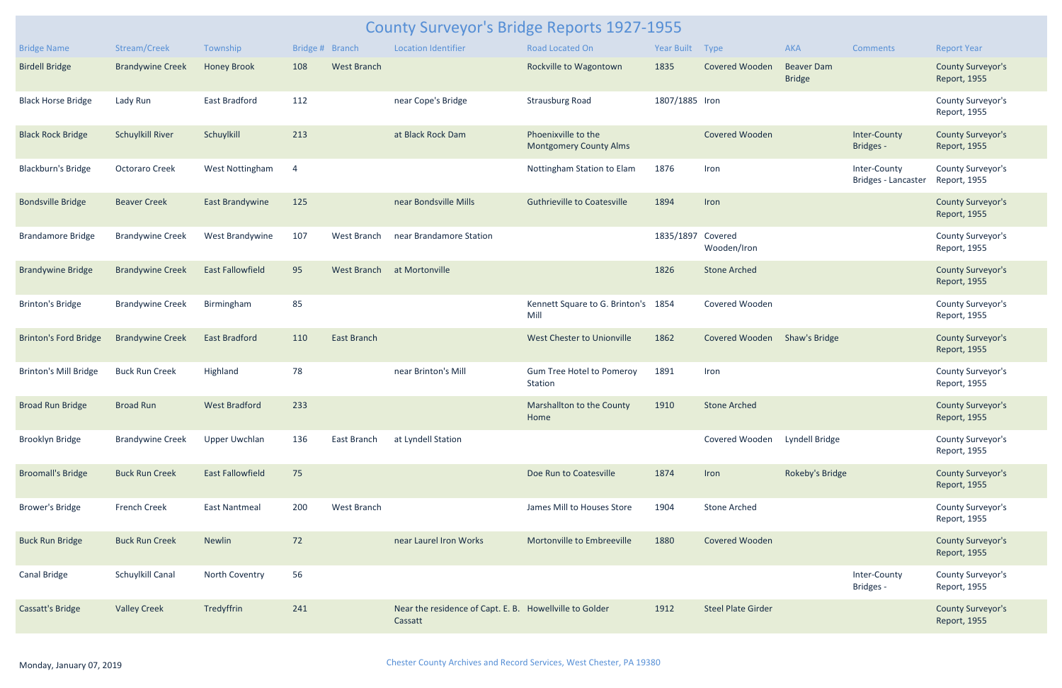# County Surveyor's Bridge Reports 1927-1955

| Bridge Name | Stream/Creek | Township | Bridge # | Branch | Location Identifier | Road Located On | Year Built | Type | AKA | Comments | Report Year |
|---|---|---|---|---|---|---|---|---|---|---|---|
| Birdell Bridge | Brandywine Creek | Honey Brook | 108 | West Branch | | Rockville to Wagontown | 1835 | Covered Wooden | Beaver Dam Bridge | | County Surveyor's Report, 1955 |
| Black Horse Bridge | Lady Run | East Bradford | 112 | | near Cope's Bridge | Strausburg Road | 1807/1885 | Iron | | | County Surveyor's Report, 1955 |
| Black Rock Bridge | Schuylkill River | Schuylkill | 213 | | at Black Rock Dam | Phoenixville to the Montgomery County Alms | | Covered Wooden | | Inter-County Bridges - | County Surveyor's Report, 1955 |
| Blackburn's Bridge | Octoraro Creek | West Nottingham | 4 | | | Nottingham Station to Elam | 1876 | Iron | | Inter-County Bridges - Lancaster | County Surveyor's Report, 1955 |
| Bondsville Bridge | Beaver Creek | East Brandywine | 125 | | near Bondsville Mills | Guthrieville to Coatesville | 1894 | Iron | | | County Surveyor's Report, 1955 |
| Brandamore Bridge | Brandywine Creek | West Brandywine | 107 | West Branch | near Brandamore Station | | 1835/1897 | Covered Wooden/Iron | | | County Surveyor's Report, 1955 |
| Brandywine Bridge | Brandywine Creek | East Fallowfield | 95 | West Branch | at Mortonville | | 1826 | Stone Arched | | | County Surveyor's Report, 1955 |
| Brinton's Bridge | Brandywine Creek | Birmingham | 85 | | | Kennett Square to G. Brinton's Mill | 1854 | Covered Wooden | | | County Surveyor's Report, 1955 |
| Brinton's Ford Bridge | Brandywine Creek | East Bradford | 110 | East Branch | | West Chester to Unionville | 1862 | Covered Wooden | Shaw's Bridge | | County Surveyor's Report, 1955 |
| Brinton's Mill Bridge | Buck Run Creek | Highland | 78 | | near Brinton's Mill | Gum Tree Hotel to Pomeroy Station | 1891 | Iron | | | County Surveyor's Report, 1955 |
| Broad Run Bridge | Broad Run | West Bradford | 233 | | | Marshallton to the County Home | 1910 | Stone Arched | | | County Surveyor's Report, 1955 |
| Brooklyn Bridge | Brandywine Creek | Upper Uwchlan | 136 | East Branch | at Lyndell Station | | | Covered Wooden | Lyndell Bridge | | County Surveyor's Report, 1955 |
| Broomall's Bridge | Buck Run Creek | East Fallowfield | 75 | | | Doe Run to Coatesville | 1874 | Iron | Rokeby's Bridge | | County Surveyor's Report, 1955 |
| Brower's Bridge | French Creek | East Nantmeal | 200 | West Branch | | James Mill to Houses Store | 1904 | Stone Arched | | | County Surveyor's Report, 1955 |
| Buck Run Bridge | Buck Run Creek | Newlin | 72 | | near Laurel Iron Works | Mortonville to Embreeville | 1880 | Covered Wooden | | | County Surveyor's Report, 1955 |
| Canal Bridge | Schuylkill Canal | North Coventry | 56 | | | | | | | Inter-County Bridges - | County Surveyor's Report, 1955 |
| Cassatt's Bridge | Valley Creek | Tredyffrin | 241 | | Near the residence of Capt. E. B. Cassatt | Howellville to Golder | 1912 | Steel Plate Girder | | | County Surveyor's Report, 1955 |

Monday, January 07, 2019

Chester County Archives and Record Services, West Chester, PA 19380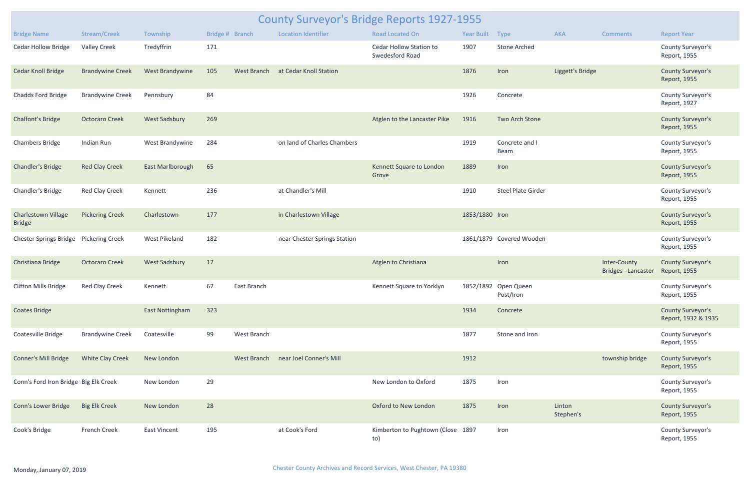# County Surveyor's Bridge Reports 1927-1955

| Bridge Name | Stream/Creek | Township | Bridge # | Branch | Location Identifier | Road Located On | Year Built | Type | AKA | Comments | Report Year |
|---|---|---|---|---|---|---|---|---|---|---|---|
| Cedar Hollow Bridge | Valley Creek | Tredyffrin | 171 | | | Cedar Hollow Station to Swedesford Road | 1907 | Stone Arched | | | County Surveyor's Report, 1955 |
| Cedar Knoll Bridge | Brandywine Creek | West Brandywine | 105 | West Branch | at Cedar Knoll Station | | 1876 | Iron | Liggett's Bridge | | County Surveyor's Report, 1955 |
| Chadds Ford Bridge | Brandywine Creek | Pennsbury | 84 | | | | 1926 | Concrete | | | County Surveyor's Report, 1927 |
| Chalfont's Bridge | Octoraro Creek | West Sadsbury | 269 | | | Atglen to the Lancaster Pike | 1916 | Two Arch Stone | | | County Surveyor's Report, 1955 |
| Chambers Bridge | Indian Run | West Brandywine | 284 | | on land of Charles Chambers | | 1919 | Concrete and I Beam | | | County Surveyor's Report, 1955 |
| Chandler's Bridge | Red Clay Creek | East Marlborough | 65 | | | Kennett Square to London Grove | 1889 | Iron | | | County Surveyor's Report, 1955 |
| Chandler's Bridge | Red Clay Creek | Kennett | 236 | | at Chandler's Mill | | 1910 | Steel Plate Girder | | | County Surveyor's Report, 1955 |
| Charlestown Village Bridge | Pickering Creek | Charlestown | 177 | | in Charlestown Village | | 1853/1880 | Iron | | | County Surveyor's Report, 1955 |
| Chester Springs Bridge | Pickering Creek | West Pikeland | 182 | | near Chester Springs Station | | 1861/1879 | Covered Wooden | | | County Surveyor's Report, 1955 |
| Christiana Bridge | Octoraro Creek | West Sadsbury | 17 | | | Atglen to Christiana | | Iron | | Inter-County Bridges - Lancaster | County Surveyor's Report, 1955 |
| Clifton Mills Bridge | Red Clay Creek | Kennett | 67 | East Branch | | Kennett Square to Yorklyn | 1852/1892 | Open Queen Post/Iron | | | County Surveyor's Report, 1955 |
| Coates Bridge | | East Nottingham | 323 | | | | 1934 | Concrete | | | County Surveyor's Report, 1932 & 1935 |
| Coatesville Bridge | Brandywine Creek | Coatesville | 99 | West Branch | | | 1877 | Stone and Iron | | | County Surveyor's Report, 1955 |
| Conner's Mill Bridge | White Clay Creek | New London | | West Branch | near Joel Conner's Mill | | 1912 | | | township bridge | County Surveyor's Report, 1955 |
| Conn's Ford Iron Bridge | Big Elk Creek | New London | 29 | | | New London to Oxford | 1875 | Iron | | | County Surveyor's Report, 1955 |
| Conn's Lower Bridge | Big Elk Creek | New London | 28 | | | Oxford to New London | 1875 | Iron | Linton Stephen's | | County Surveyor's Report, 1955 |
| Cook's Bridge | French Creek | East Vincent | 195 | | at Cook's Ford | Kimberton to Pughtown (Close to) | 1897 | Iron | | | County Surveyor's Report, 1955 |

Monday, January 07, 2019

Chester County Archives and Record Services, West Chester, PA 19380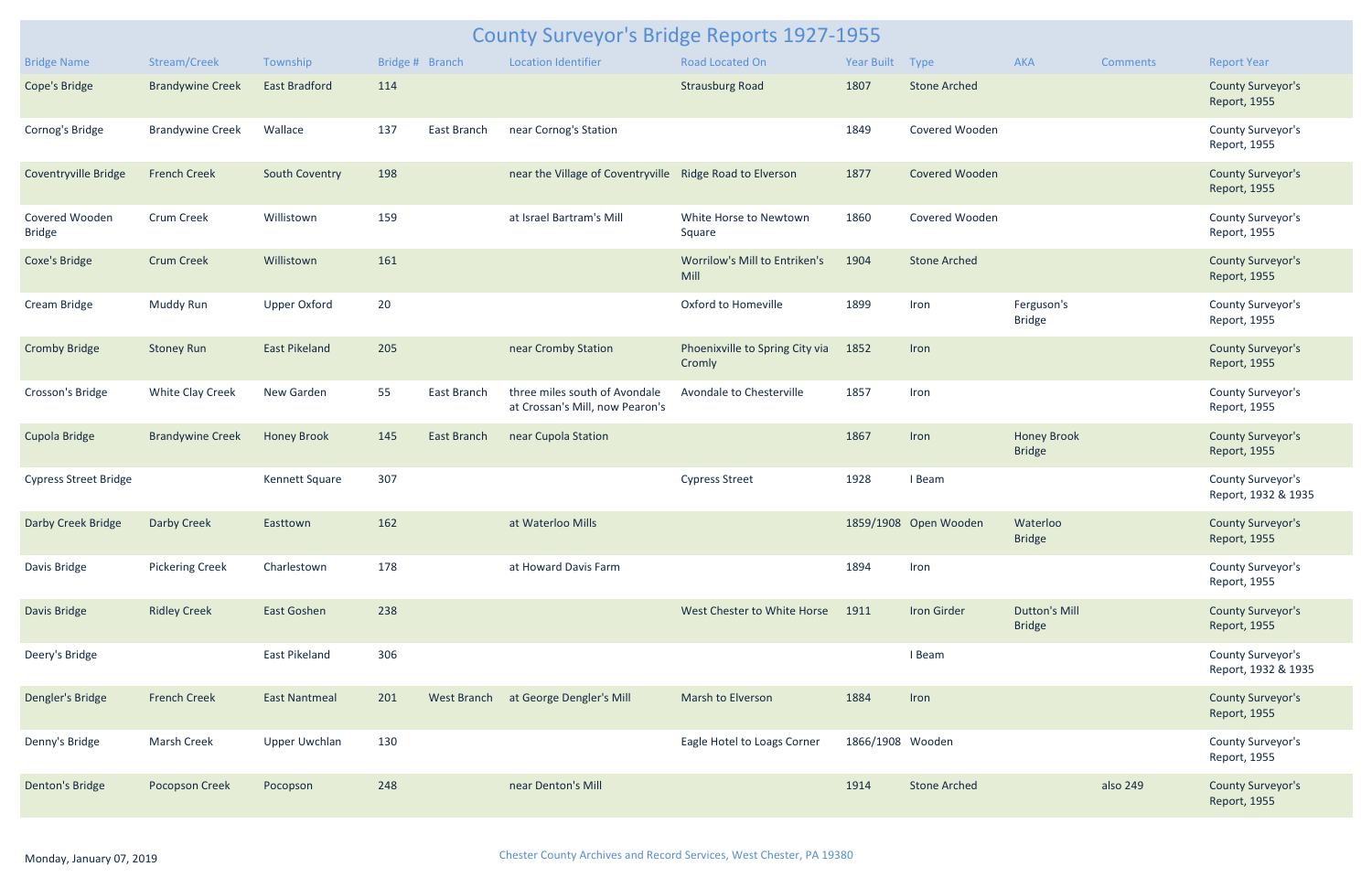# County Surveyor's Bridge Reports 1927-1955

| Bridge Name | Stream/Creek | Township | Bridge # | Branch | Location Identifier | Road Located On | Year Built | Type | AKA | Comments | Report Year |
|---|---|---|---|---|---|---|---|---|---|---|---|
| Cope's Bridge | Brandywine Creek | East Bradford | 114 | | | Strausburg Road | 1807 | Stone Arched | | | County Surveyor's Report, 1955 |
| Cornog's Bridge | Brandywine Creek | Wallace | 137 | East Branch | near Cornog's Station | | 1849 | Covered Wooden | | | County Surveyor's Report, 1955 |
| Coventryville Bridge | French Creek | South Coventry | 198 | | near the Village of Coventryville | Ridge Road to Elverson | 1877 | Covered Wooden | | | County Surveyor's Report, 1955 |
| Covered Wooden Bridge | Crum Creek | Willistown | 159 | | at Israel Bartram's Mill | White Horse to Newtown Square | 1860 | Covered Wooden | | | County Surveyor's Report, 1955 |
| Coxe's Bridge | Crum Creek | Willistown | 161 | | | Worrilow's Mill to Entriken's Mill | 1904 | Stone Arched | | | County Surveyor's Report, 1955 |
| Cream Bridge | Muddy Run | Upper Oxford | 20 | | | Oxford to Homeville | 1899 | Iron | Ferguson's Bridge | | County Surveyor's Report, 1955 |
| Cromby Bridge | Stoney Run | East Pikeland | 205 | | near Cromby Station | Phoenixville to Spring City via Cromly | 1852 | Iron | | | County Surveyor's Report, 1955 |
| Crosson's Bridge | White Clay Creek | New Garden | 55 | East Branch | three miles south of Avondale at Crossan's Mill, now Pearon's | Avondale to Chesterville | 1857 | Iron | | | County Surveyor's Report, 1955 |
| Cupola Bridge | Brandywine Creek | Honey Brook | 145 | East Branch | near Cupola Station | | 1867 | Iron | Honey Brook Bridge | | County Surveyor's Report, 1955 |
| Cypress Street Bridge | | Kennett Square | 307 | | | Cypress Street | 1928 | I Beam | | | County Surveyor's Report, 1932 & 1935 |
| Darby Creek Bridge | Darby Creek | Easttown | 162 | | at Waterloo Mills | | 1859/1908 | Open Wooden | Waterloo Bridge | | County Surveyor's Report, 1955 |
| Davis Bridge | Pickering Creek | Charlestown | 178 | | at Howard Davis Farm | | 1894 | Iron | | | County Surveyor's Report, 1955 |
| Davis Bridge | Ridley Creek | East Goshen | 238 | | | West Chester to White Horse | 1911 | Iron Girder | Dutton's Mill Bridge | | County Surveyor's Report, 1955 |
| Deery's Bridge | | East Pikeland | 306 | | | | | I Beam | | | County Surveyor's Report, 1932 & 1935 |
| Dengler's Bridge | French Creek | East Nantmeal | 201 | West Branch | at George Dengler's Mill | Marsh to Elverson | 1884 | Iron | | | County Surveyor's Report, 1955 |
| Denny's Bridge | Marsh Creek | Upper Uwchlan | 130 | | | Eagle Hotel to Loags Corner | 1866/1908 | Wooden | | | County Surveyor's Report, 1955 |
| Denton's Bridge | Pocopson Creek | Pocopson | 248 | | near Denton's Mill | | 1914 | Stone Arched | | also 249 | County Surveyor's Report, 1955 |

Monday, January 07, 2019

Chester County Archives and Record Services, West Chester, PA 19380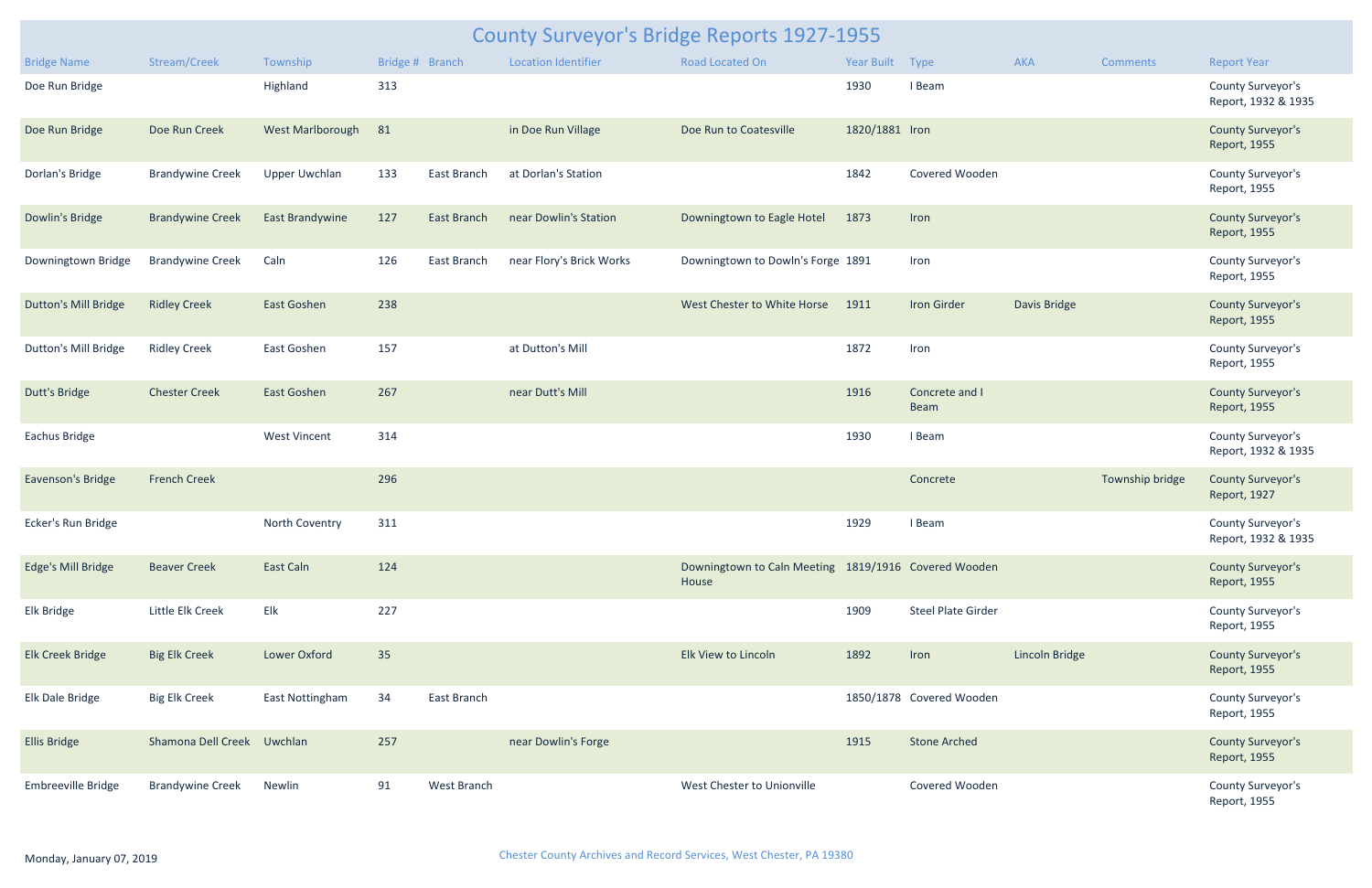# County Surveyor's Bridge Reports 1927-1955

| Bridge Name | Stream/Creek | Township | Bridge # | Branch | Location Identifier | Road Located On | Year Built | Type | AKA | Comments | Report Year |
|---|---|---|---|---|---|---|---|---|---|---|---|
| Doe Run Bridge | | Highland | 313 | | | | 1930 | I Beam | | | County Surveyor's Report, 1932 & 1935 |
| Doe Run Bridge | Doe Run Creek | West Marlborough | 81 | | in Doe Run Village | Doe Run to Coatesville | 1820/1881 | Iron | | | County Surveyor's Report, 1955 |
| Dorlan's Bridge | Brandywine Creek | Upper Uwchlan | 133 | East Branch | at Dorlan's Station | | 1842 | Covered Wooden | | | County Surveyor's Report, 1955 |
| Dowlin's Bridge | Brandywine Creek | East Brandywine | 127 | East Branch | near Dowlin's Station | Downingtown to Eagle Hotel | 1873 | Iron | | | County Surveyor's Report, 1955 |
| Downingtown Bridge | Brandywine Creek | Caln | 126 | East Branch | near Flory's Brick Works | Downingtown to Dowln's Forge | 1891 | Iron | | | County Surveyor's Report, 1955 |
| Dutton's Mill Bridge | Ridley Creek | East Goshen | 238 | | | West Chester to White Horse | 1911 | Iron Girder | Davis Bridge | | County Surveyor's Report, 1955 |
| Dutton's Mill Bridge | Ridley Creek | East Goshen | 157 | | at Dutton's Mill | | 1872 | Iron | | | County Surveyor's Report, 1955 |
| Dutt's Bridge | Chester Creek | East Goshen | 267 | | near Dutt's Mill | | 1916 | Concrete and I Beam | | | County Surveyor's Report, 1955 |
| Eachus Bridge | | West Vincent | 314 | | | | 1930 | I Beam | | | County Surveyor's Report, 1932 & 1935 |
| Eavenson's Bridge | French Creek | | 296 | | | | | Concrete | | Township bridge | County Surveyor's Report, 1927 |
| Ecker's Run Bridge | | North Coventry | 311 | | | | 1929 | I Beam | | | County Surveyor's Report, 1932 & 1935 |
| Edge's Mill Bridge | Beaver Creek | East Caln | 124 | | | Downingtown to Caln Meeting House | 1819/1916 | Covered Wooden | | | County Surveyor's Report, 1955 |
| Elk Bridge | Little Elk Creek | Elk | 227 | | | | 1909 | Steel Plate Girder | | | County Surveyor's Report, 1955 |
| Elk Creek Bridge | Big Elk Creek | Lower Oxford | 35 | | | Elk View to Lincoln | 1892 | Iron | Lincoln Bridge | | County Surveyor's Report, 1955 |
| Elk Dale Bridge | Big Elk Creek | East Nottingham | 34 | East Branch | | | 1850/1878 | Covered Wooden | | | County Surveyor's Report, 1955 |
| Ellis Bridge | Shamona Dell Creek | Uwchlan | 257 | | near Dowlin's Forge | | 1915 | Stone Arched | | | County Surveyor's Report, 1955 |
| Embreeville Bridge | Brandywine Creek | Newlin | 91 | West Branch | | West Chester to Unionville | | Covered Wooden | | | County Surveyor's Report, 1955 |

Monday, January 07, 2019

Chester County Archives and Record Services, West Chester, PA 19380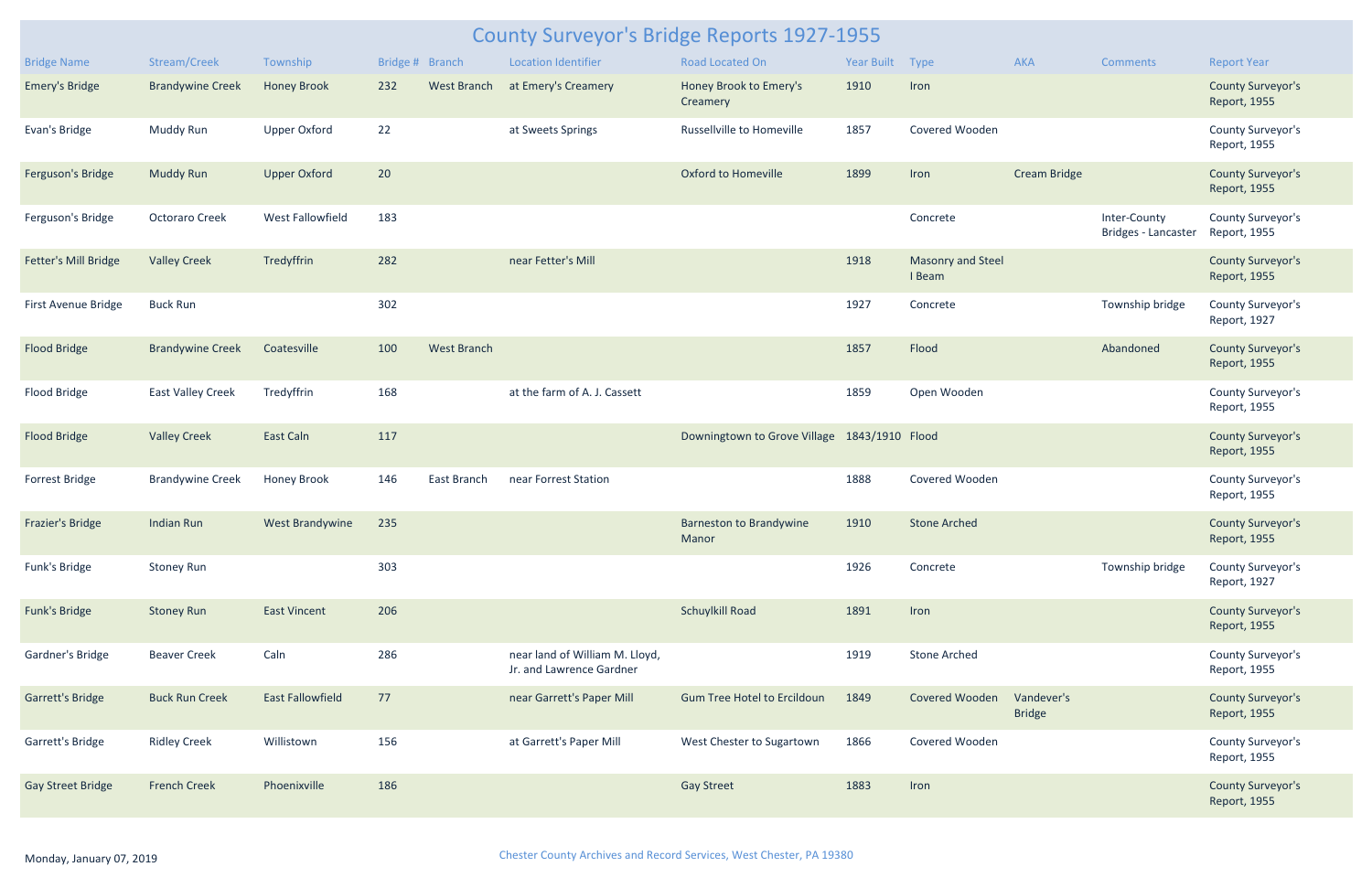# County Surveyor's Bridge Reports 1927-1955

| Bridge Name | Stream/Creek | Township | Bridge # | Branch | Location Identifier | Road Located On | Year Built | Type | AKA | Comments | Report Year |
|---|---|---|---|---|---|---|---|---|---|---|---|
| Emery's Bridge | Brandywine Creek | Honey Brook | 232 | West Branch | at Emery's Creamery | Honey Brook to Emery's Creamery | 1910 | Iron | | | County Surveyor's Report, 1955 |
| Evan's Bridge | Muddy Run | Upper Oxford | 22 | | at Sweets Springs | Russellville to Homeville | 1857 | Covered Wooden | | | County Surveyor's Report, 1955 |
| Ferguson's Bridge | Muddy Run | Upper Oxford | 20 | | | Oxford to Homeville | 1899 | Iron | Cream Bridge | | County Surveyor's Report, 1955 |
| Ferguson's Bridge | Octoraro Creek | West Fallowfield | 183 | | | | | Concrete | | Inter-County Bridges - Lancaster | County Surveyor's Report, 1955 |
| Fetter's Mill Bridge | Valley Creek | Tredyffrin | 282 | | near Fetter's Mill | | 1918 | Masonry and Steel I Beam | | | County Surveyor's Report, 1955 |
| First Avenue Bridge | Buck Run | | 302 | | | | 1927 | Concrete | | Township bridge | County Surveyor's Report, 1927 |
| Flood Bridge | Brandywine Creek | Coatesville | 100 | West Branch | | | 1857 | Flood | | Abandoned | County Surveyor's Report, 1955 |
| Flood Bridge | East Valley Creek | Tredyffrin | 168 | | at the farm of A. J. Cassett | | 1859 | Open Wooden | | | County Surveyor's Report, 1955 |
| Flood Bridge | Valley Creek | East Caln | 117 | | | Downingtown to Grove Village | 1843/1910 | Flood | | | County Surveyor's Report, 1955 |
| Forrest Bridge | Brandywine Creek | Honey Brook | 146 | East Branch | near Forrest Station | | 1888 | Covered Wooden | | | County Surveyor's Report, 1955 |
| Frazier's Bridge | Indian Run | West Brandywine | 235 | | | Barneston to Brandywine Manor | 1910 | Stone Arched | | | County Surveyor's Report, 1955 |
| Funk's Bridge | Stoney Run | | 303 | | | | 1926 | Concrete | | Township bridge | County Surveyor's Report, 1927 |
| Funk's Bridge | Stoney Run | East Vincent | 206 | | | Schuylkill Road | 1891 | Iron | | | County Surveyor's Report, 1955 |
| Gardner's Bridge | Beaver Creek | Caln | 286 | | near land of William M. Lloyd, Jr. and Lawrence Gardner | | 1919 | Stone Arched | | | County Surveyor's Report, 1955 |
| Garrett's Bridge | Buck Run Creek | East Fallowfield | 77 | | near Garrett's Paper Mill | Gum Tree Hotel to Ercildoun | 1849 | Covered Wooden | Vandever's Bridge | | County Surveyor's Report, 1955 |
| Garrett's Bridge | Ridley Creek | Willistown | 156 | | at Garrett's Paper Mill | West Chester to Sugartown | 1866 | Covered Wooden | | | County Surveyor's Report, 1955 |
| Gay Street Bridge | French Creek | Phoenixville | 186 | | | Gay Street | 1883 | Iron | | | County Surveyor's Report, 1955 |

Monday, January 07, 2019

Chester County Archives and Record Services, West Chester, PA 19380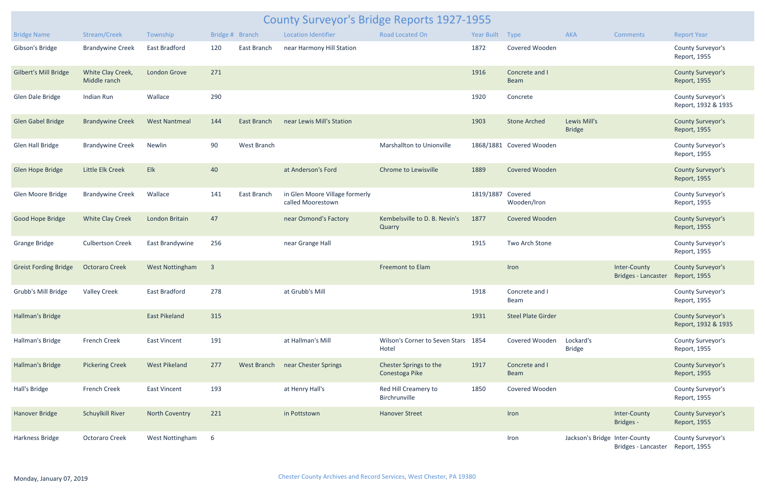# County Surveyor's Bridge Reports 1927-1955

| Bridge Name | Stream/Creek | Township | Bridge # | Branch | Location Identifier | Road Located On | Year Built | Type | AKA | Comments | Report Year |
|---|---|---|---|---|---|---|---|---|---|---|---|
| Gibson's Bridge | Brandywine Creek | East Bradford | 120 | East Branch | near Harmony Hill Station | | 1872 | Covered Wooden | | | County Surveyor's Report, 1955 |
| Gilbert's Mill Bridge | White Clay Creek, Middle ranch | London Grove | 271 | | | | 1916 | Concrete and I Beam | | | County Surveyor's Report, 1955 |
| Glen Dale Bridge | Indian Run | Wallace | 290 | | | | 1920 | Concrete | | | County Surveyor's Report, 1932 & 1935 |
| Glen Gabel Bridge | Brandywine Creek | West Nantmeal | 144 | East Branch | near Lewis Mill's Station | | 1903 | Stone Arched | Lewis Mill's Bridge | | County Surveyor's Report, 1955 |
| Glen Hall Bridge | Brandywine Creek | Newlin | 90 | West Branch | | Marshallton to Unionville | 1868/1881 | Covered Wooden | | | County Surveyor's Report, 1955 |
| Glen Hope Bridge | Little Elk Creek | Elk | 40 | | at Anderson's Ford | Chrome to Lewisville | 1889 | Covered Wooden | | | County Surveyor's Report, 1955 |
| Glen Moore Bridge | Brandywine Creek | Wallace | 141 | East Branch | in Glen Moore Village formerly called Moorestown | | 1819/1887 | Covered Wooden/Iron | | | County Surveyor's Report, 1955 |
| Good Hope Bridge | White Clay Creek | London Britain | 47 | | near Osmond's Factory | Kembelsville to D. B. Nevin's Quarry | 1877 | Covered Wooden | | | County Surveyor's Report, 1955 |
| Grange Bridge | Culbertson Creek | East Brandywine | 256 | | near Grange Hall | | 1915 | Two Arch Stone | | | County Surveyor's Report, 1955 |
| Greist Fording Bridge | Octoraro Creek | West Nottingham | 3 | | | Freemont to Elam | | Iron | | Inter-County Bridges - Lancaster | County Surveyor's Report, 1955 |
| Grubb's Mill Bridge | Valley Creek | East Bradford | 278 | | at Grubb's Mill | | 1918 | Concrete and I Beam | | | County Surveyor's Report, 1955 |
| Hallman's Bridge | | East Pikeland | 315 | | | | 1931 | Steel Plate Girder | | | County Surveyor's Report, 1932 & 1935 |
| Hallman's Bridge | French Creek | East Vincent | 191 | | at Hallman's Mill | Wilson's Corner to Seven Stars Hotel | 1854 | Covered Wooden | Lockard's Bridge | | County Surveyor's Report, 1955 |
| Hallman's Bridge | Pickering Creek | West Pikeland | 277 | West Branch | near Chester Springs | Chester Springs to the Conestoga Pike | 1917 | Concrete and I Beam | | | County Surveyor's Report, 1955 |
| Hall's Bridge | French Creek | East Vincent | 193 | | at Henry Hall's | Red Hill Creamery to Birchrunville | 1850 | Covered Wooden | | | County Surveyor's Report, 1955 |
| Hanover Bridge | Schuylkill River | North Coventry | 221 | | in Pottstown | Hanover Street | | Iron | | Inter-County Bridges - | County Surveyor's Report, 1955 |
| Harkness Bridge | Octoraro Creek | West Nottingham | 6 | | | | | Iron | Jackson's Bridge | Inter-County Bridges - Lancaster | County Surveyor's Report, 1955 |

Monday, January 07, 2019

Chester County Archives and Record Services, West Chester, PA 19380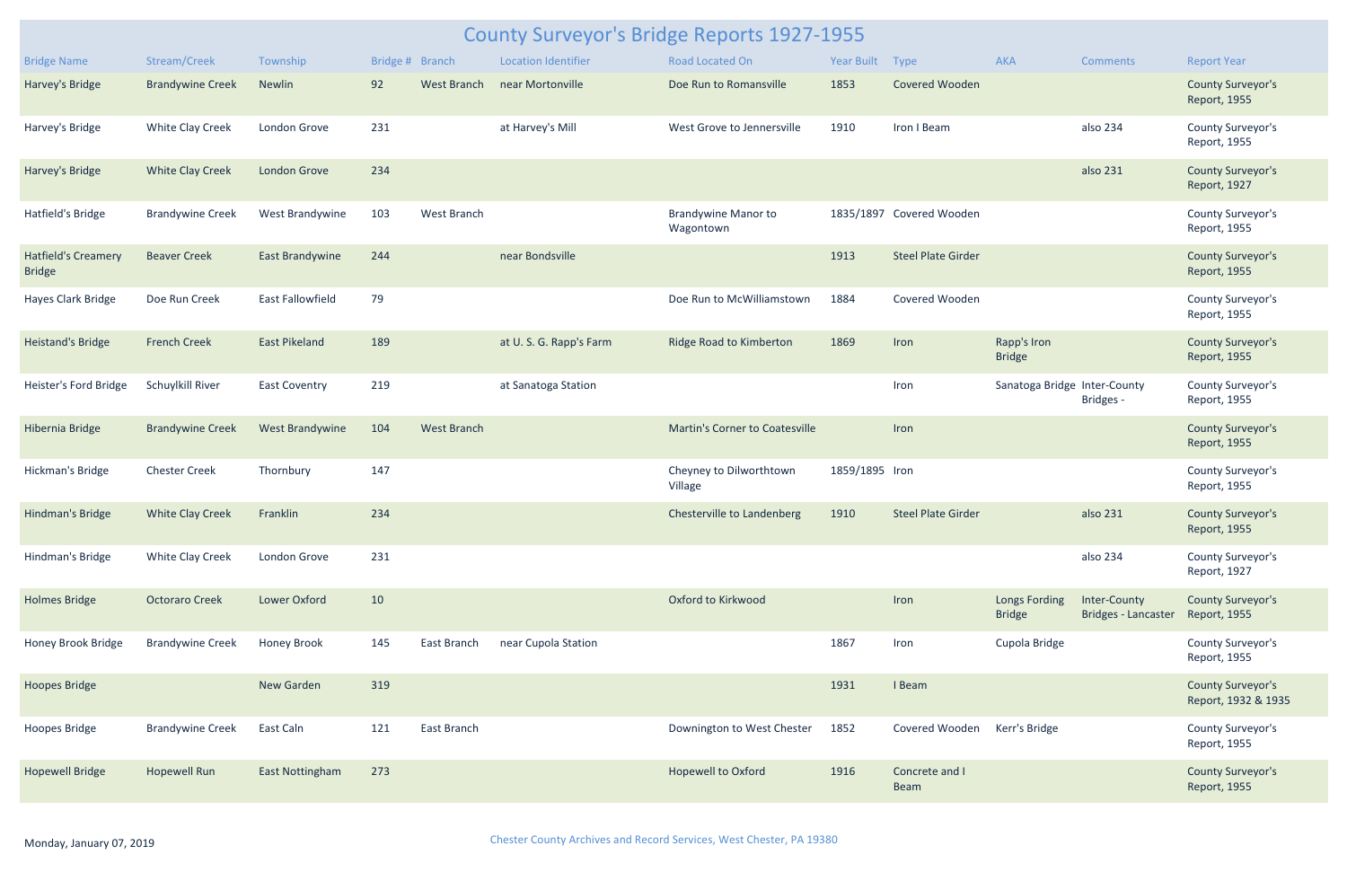# County Surveyor's Bridge Reports 1927-1955

| Bridge Name | Stream/Creek | Township | Bridge # | Branch | Location Identifier | Road Located On | Year Built | Type | AKA | Comments | Report Year |
|---|---|---|---|---|---|---|---|---|---|---|---|
| Harvey's Bridge | Brandywine Creek | Newlin | 92 | West Branch | near Mortonville | Doe Run to Romansville | 1853 | Covered Wooden | | | County Surveyor's Report, 1955 |
| Harvey's Bridge | White Clay Creek | London Grove | 231 | | at Harvey's Mill | West Grove to Jennersville | 1910 | Iron I Beam | | also 234 | County Surveyor's Report, 1955 |
| Harvey's Bridge | White Clay Creek | London Grove | 234 | | | | | | | also 231 | County Surveyor's Report, 1927 |
| Hatfield's Bridge | Brandywine Creek | West Brandywine | 103 | West Branch | | Brandywine Manor to Wagontown | 1835/1897 | Covered Wooden | | | County Surveyor's Report, 1955 |
| Hatfield's Creamery Bridge | Beaver Creek | East Brandywine | 244 | | near Bondsville | | 1913 | Steel Plate Girder | | | County Surveyor's Report, 1955 |
| Hayes Clark Bridge | Doe Run Creek | East Fallowfield | 79 | | | Doe Run to McWilliamstown | 1884 | Covered Wooden | | | County Surveyor's Report, 1955 |
| Heistand's Bridge | French Creek | East Pikeland | 189 | | at U. S. G. Rapp's Farm | Ridge Road to Kimberton | 1869 | Iron | Rapp's Iron Bridge | | County Surveyor's Report, 1955 |
| Heister's Ford Bridge | Schuylkill River | East Coventry | 219 | | at Sanatoga Station | | | Iron | Sanatoga Bridge | Inter-County Bridges - | County Surveyor's Report, 1955 |
| Hibernia Bridge | Brandywine Creek | West Brandywine | 104 | West Branch | | Martin's Corner to Coatesville | | Iron | | | County Surveyor's Report, 1955 |
| Hickman's Bridge | Chester Creek | Thornbury | 147 | | | Cheyney to Dilworthtown Village | 1859/1895 | Iron | | | County Surveyor's Report, 1955 |
| Hindman's Bridge | White Clay Creek | Franklin | 234 | | | Chesterville to Landenberg | 1910 | Steel Plate Girder | | also 231 | County Surveyor's Report, 1955 |
| Hindman's Bridge | White Clay Creek | London Grove | 231 | | | | | | | also 234 | County Surveyor's Report, 1927 |
| Holmes Bridge | Octoraro Creek | Lower Oxford | 10 | | | Oxford to Kirkwood | | Iron | Longs Fording Bridge | Inter-County Bridges - Lancaster | County Surveyor's Report, 1955 |
| Honey Brook Bridge | Brandywine Creek | Honey Brook | 145 | East Branch | near Cupola Station | | 1867 | Iron | Cupola Bridge | | County Surveyor's Report, 1955 |
| Hoopes Bridge | | New Garden | 319 | | | | 1931 | I Beam | | | County Surveyor's Report, 1932 & 1935 |
| Hoopes Bridge | Brandywine Creek | East Caln | 121 | East Branch | | Downington to West Chester | 1852 | Covered Wooden | Kerr's Bridge | | County Surveyor's Report, 1955 |
| Hopewell Bridge | Hopewell Run | East Nottingham | 273 | | | Hopewell to Oxford | 1916 | Concrete and I Beam | | | County Surveyor's Report, 1955 |

Monday, January 07, 2019

Chester County Archives and Record Services, West Chester, PA 19380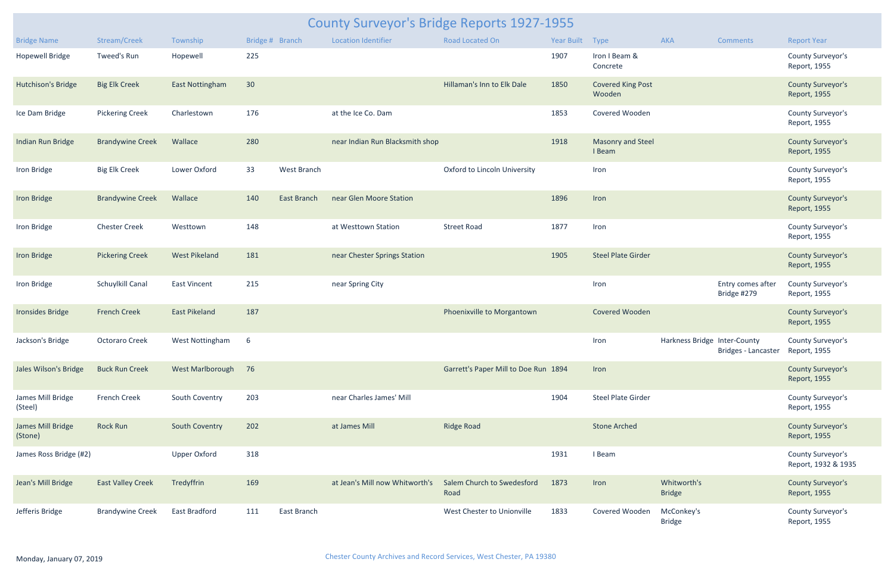# County Surveyor's Bridge Reports 1927-1955

| Bridge Name | Stream/Creek | Township | Bridge # | Branch | Location Identifier | Road Located On | Year Built | Type | AKA | Comments | Report Year |
|---|---|---|---|---|---|---|---|---|---|---|---|
| Hopewell Bridge | Tweed's Run | Hopewell | 225 | | | | 1907 | Iron I Beam & Concrete | | | County Surveyor's Report, 1955 |
| Hutchison's Bridge | Big Elk Creek | East Nottingham | 30 | | | Hillaman's Inn to Elk Dale | 1850 | Covered King Post Wooden | | | County Surveyor's Report, 1955 |
| Ice Dam Bridge | Pickering Creek | Charlestown | 176 | | at the Ice Co. Dam | | 1853 | Covered Wooden | | | County Surveyor's Report, 1955 |
| Indian Run Bridge | Brandywine Creek | Wallace | 280 | | near Indian Run Blacksmith shop | | 1918 | Masonry and Steel I Beam | | | County Surveyor's Report, 1955 |
| Iron Bridge | Big Elk Creek | Lower Oxford | 33 | West Branch | | Oxford to Lincoln University | | Iron | | | County Surveyor's Report, 1955 |
| Iron Bridge | Brandywine Creek | Wallace | 140 | East Branch | near Glen Moore Station | | 1896 | Iron | | | County Surveyor's Report, 1955 |
| Iron Bridge | Chester Creek | Westtown | 148 | | at Westtown Station | Street Road | 1877 | Iron | | | County Surveyor's Report, 1955 |
| Iron Bridge | Pickering Creek | West Pikeland | 181 | | near Chester Springs Station | | 1905 | Steel Plate Girder | | | County Surveyor's Report, 1955 |
| Iron Bridge | Schuylkill Canal | East Vincent | 215 | | near Spring City | | | Iron | | Entry comes after Bridge #279 | County Surveyor's Report, 1955 |
| Ironsides Bridge | French Creek | East Pikeland | 187 | | | Phoenixville to Morgantown | | Covered Wooden | | | County Surveyor's Report, 1955 |
| Jackson's Bridge | Octoraro Creek | West Nottingham | 6 | | | | | Iron | Harkness Bridge | Inter-County Bridges - Lancaster | County Surveyor's Report, 1955 |
| Jales Wilson's Bridge | Buck Run Creek | West Marlborough | 76 | | | Garrett's Paper Mill to Doe Run | 1894 | Iron | | | County Surveyor's Report, 1955 |
| James Mill Bridge (Steel) | French Creek | South Coventry | 203 | | near Charles James' Mill | | 1904 | Steel Plate Girder | | | County Surveyor's Report, 1955 |
| James Mill Bridge (Stone) | Rock Run | South Coventry | 202 | | at James Mill | Ridge Road | | Stone Arched | | | County Surveyor's Report, 1955 |
| James Ross Bridge (#2) | | Upper Oxford | 318 | | | | 1931 | I Beam | | | County Surveyor's Report, 1932 & 1935 |
| Jean's Mill Bridge | East Valley Creek | Tredyffrin | 169 | | at Jean's Mill now Whitworth's | Salem Church to Swedesford Road | 1873 | Iron | Whitworth's Bridge | | County Surveyor's Report, 1955 |
| Jefferis Bridge | Brandywine Creek | East Bradford | 111 | East Branch | | West Chester to Unionville | 1833 | Covered Wooden | McConkey's Bridge | | County Surveyor's Report, 1955 |

Monday, January 07, 2019

Chester County Archives and Record Services, West Chester, PA 19380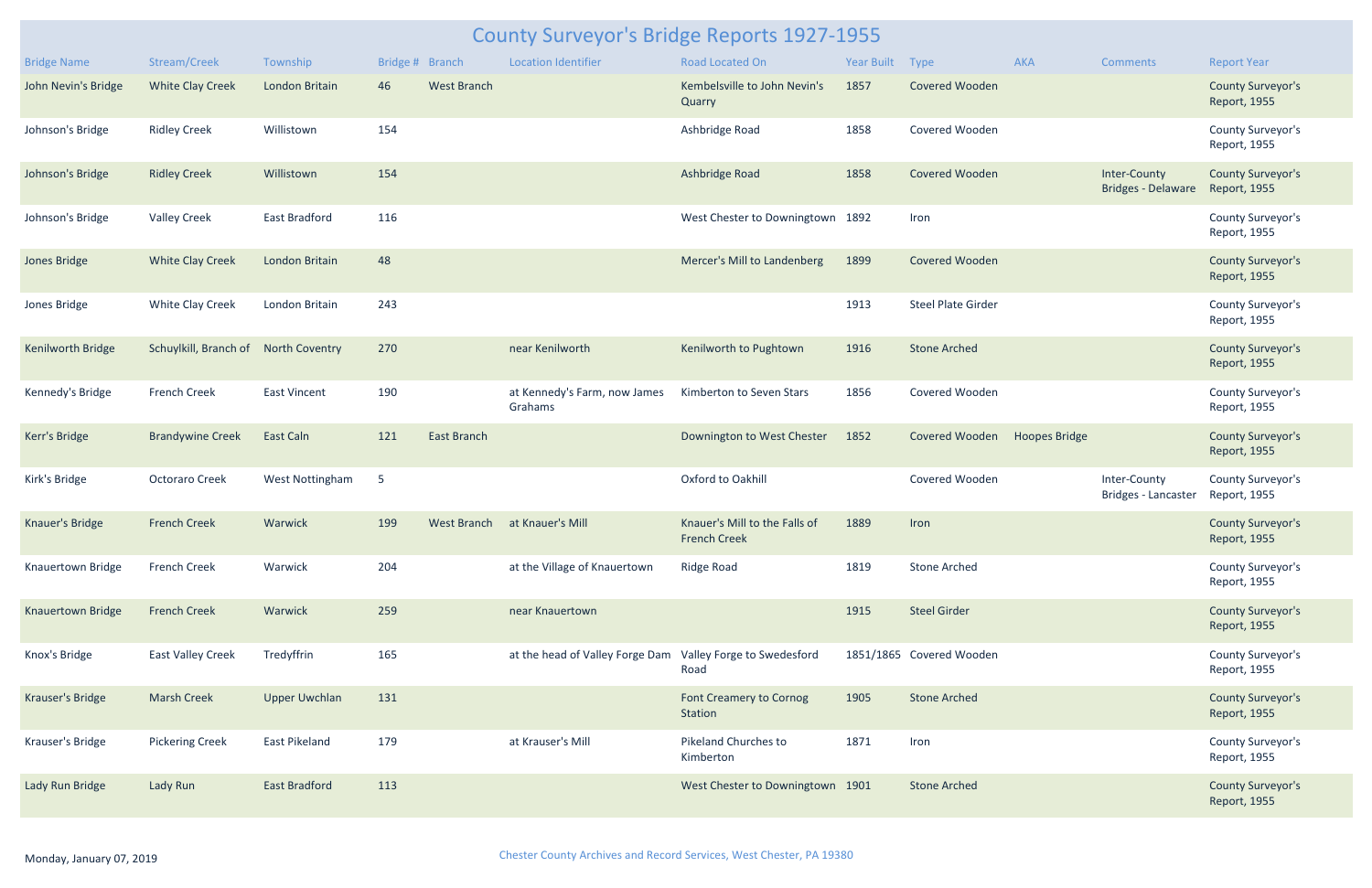# County Surveyor's Bridge Reports 1927-1955

| Bridge Name | Stream/Creek | Township | Bridge # | Branch | Location Identifier | Road Located On | Year Built | Type | AKA | Comments | Report Year |
|---|---|---|---|---|---|---|---|---|---|---|---|
| John Nevin's Bridge | White Clay Creek | London Britain | 46 | West Branch | | Kembelsville to John Nevin's Quarry | 1857 | Covered Wooden | | | County Surveyor's Report, 1955 |
| Johnson's Bridge | Ridley Creek | Willistown | 154 | | | Ashbridge Road | 1858 | Covered Wooden | | | County Surveyor's Report, 1955 |
| Johnson's Bridge | Ridley Creek | Willistown | 154 | | | Ashbridge Road | 1858 | Covered Wooden | | Inter-County Bridges - Delaware | County Surveyor's Report, 1955 |
| Johnson's Bridge | Valley Creek | East Bradford | 116 | | | West Chester to Downingtown | 1892 | Iron | | | County Surveyor's Report, 1955 |
| Jones Bridge | White Clay Creek | London Britain | 48 | | | Mercer's Mill to Landenberg | 1899 | Covered Wooden | | | County Surveyor's Report, 1955 |
| Jones Bridge | White Clay Creek | London Britain | 243 | | | | 1913 | Steel Plate Girder | | | County Surveyor's Report, 1955 |
| Kenilworth Bridge | Schuylkill, Branch of | North Coventry | 270 | | near Kenilworth | Kenilworth to Pughtown | 1916 | Stone Arched | | | County Surveyor's Report, 1955 |
| Kennedy's Bridge | French Creek | East Vincent | 190 | | at Kennedy's Farm, now James Grahams | Kimberton to Seven Stars | 1856 | Covered Wooden | | | County Surveyor's Report, 1955 |
| Kerr's Bridge | Brandywine Creek | East Caln | 121 | East Branch | | Downington to West Chester | 1852 | Covered Wooden | Hoopes Bridge | | County Surveyor's Report, 1955 |
| Kirk's Bridge | Octoraro Creek | West Nottingham | 5 | | | Oxford to Oakhill | | Covered Wooden | | Inter-County Bridges - Lancaster | County Surveyor's Report, 1955 |
| Knauer's Bridge | French Creek | Warwick | 199 | West Branch | at Knauer's Mill | Knauer's Mill to the Falls of French Creek | 1889 | Iron | | | County Surveyor's Report, 1955 |
| Knauertown Bridge | French Creek | Warwick | 204 | | at the Village of Knauertown | Ridge Road | 1819 | Stone Arched | | | County Surveyor's Report, 1955 |
| Knauertown Bridge | French Creek | Warwick | 259 | | near Knauertown | | 1915 | Steel Girder | | | County Surveyor's Report, 1955 |
| Knox's Bridge | East Valley Creek | Tredyffrin | 165 | | at the head of Valley Forge Dam | Valley Forge to Swedesford Road | 1851/1865 | Covered Wooden | | | County Surveyor's Report, 1955 |
| Krauser's Bridge | Marsh Creek | Upper Uwchlan | 131 | | | Font Creamery to Cornog Station | 1905 | Stone Arched | | | County Surveyor's Report, 1955 |
| Krauser's Bridge | Pickering Creek | East Pikeland | 179 | | at Krauser's Mill | Pikeland Churches to Kimberton | 1871 | Iron | | | County Surveyor's Report, 1955 |
| Lady Run Bridge | Lady Run | East Bradford | 113 | | | West Chester to Downingtown | 1901 | Stone Arched | | | County Surveyor's Report, 1955 |

Monday, January 07, 2019

Chester County Archives and Record Services, West Chester, PA 19380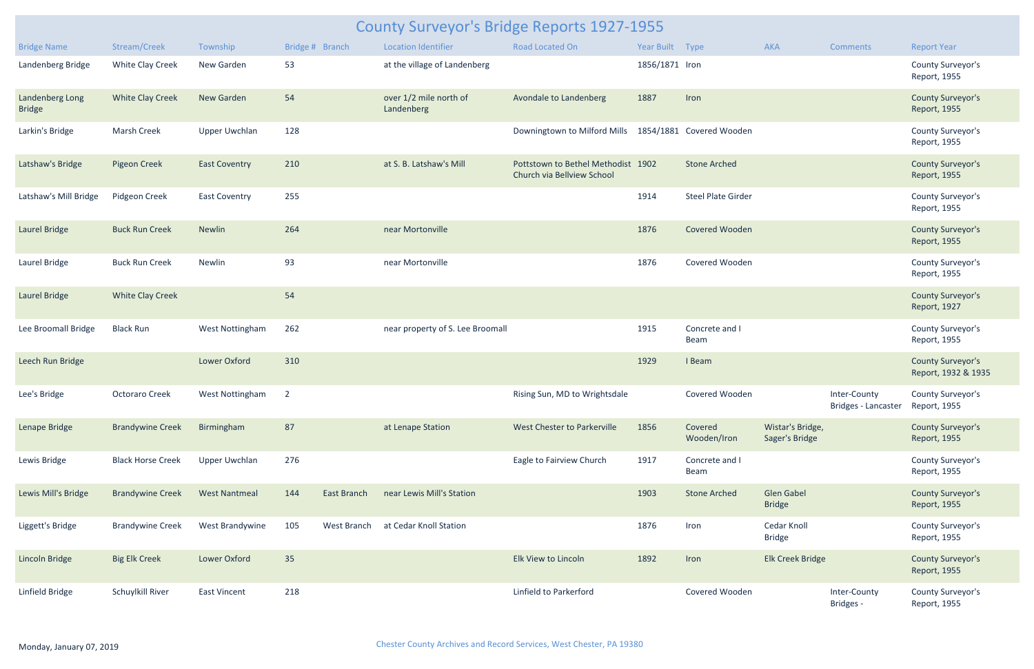# County Surveyor's Bridge Reports 1927-1955

| Bridge Name | Stream/Creek | Township | Bridge # | Branch | Location Identifier | Road Located On | Year Built | Type | AKA | Comments | Report Year |
|---|---|---|---|---|---|---|---|---|---|---|---|
| Landenberg Bridge | White Clay Creek | New Garden | 53 | | at the village of Landenberg | | 1856/1871 | Iron | | | County Surveyor's Report, 1955 |
| Landenberg Long Bridge | White Clay Creek | New Garden | 54 | | over 1/2 mile north of Landenberg | Avondale to Landenberg | 1887 | Iron | | | County Surveyor's Report, 1955 |
| Larkin's Bridge | Marsh Creek | Upper Uwchlan | 128 | | | Downingtown to Milford Mills | 1854/1881 | Covered Wooden | | | County Surveyor's Report, 1955 |
| Latshaw's Bridge | Pigeon Creek | East Coventry | 210 | | at S. B. Latshaw's Mill | Pottstown to Bethel Methodist Church via Bellview School | 1902 | Stone Arched | | | County Surveyor's Report, 1955 |
| Latshaw's Mill Bridge | Pidgeon Creek | East Coventry | 255 | | | | 1914 | Steel Plate Girder | | | County Surveyor's Report, 1955 |
| Laurel Bridge | Buck Run Creek | Newlin | 264 | | near Mortonville | | 1876 | Covered Wooden | | | County Surveyor's Report, 1955 |
| Laurel Bridge | Buck Run Creek | Newlin | 93 | | near Mortonville | | 1876 | Covered Wooden | | | County Surveyor's Report, 1955 |
| Laurel Bridge | White Clay Creek | | 54 | | | | | | | | County Surveyor's Report, 1927 |
| Lee Broomall Bridge | Black Run | West Nottingham | 262 | | near property of S. Lee Broomall | | 1915 | Concrete and I Beam | | | County Surveyor's Report, 1955 |
| Leech Run Bridge | | Lower Oxford | 310 | | | | 1929 | I Beam | | | County Surveyor's Report, 1932 & 1935 |
| Lee's Bridge | Octoraro Creek | West Nottingham | 2 | | | Rising Sun, MD to Wrightsdale | | Covered Wooden | | Inter-County Bridges - Lancaster | County Surveyor's Report, 1955 |
| Lenape Bridge | Brandywine Creek | Birmingham | 87 | | at Lenape Station | West Chester to Parkerville | 1856 | Covered Wooden/Iron | Wistar's Bridge, Sager's Bridge | | County Surveyor's Report, 1955 |
| Lewis Bridge | Black Horse Creek | Upper Uwchlan | 276 | | | Eagle to Fairview Church | 1917 | Concrete and I Beam | | | County Surveyor's Report, 1955 |
| Lewis Mill's Bridge | Brandywine Creek | West Nantmeal | 144 | East Branch | near Lewis Mill's Station | | 1903 | Stone Arched | Glen Gabel Bridge | | County Surveyor's Report, 1955 |
| Liggett's Bridge | Brandywine Creek | West Brandywine | 105 | West Branch | at Cedar Knoll Station | | 1876 | Iron | Cedar Knoll Bridge | | County Surveyor's Report, 1955 |
| Lincoln Bridge | Big Elk Creek | Lower Oxford | 35 | | | Elk View to Lincoln | 1892 | Iron | Elk Creek Bridge | | County Surveyor's Report, 1955 |
| Linfield Bridge | Schuylkill River | East Vincent | 218 | | | Linfield to Parkerford | | Covered Wooden | | Inter-County Bridges - | County Surveyor's Report, 1955 |

Monday, January 07, 2019

Chester County Archives and Record Services, West Chester, PA 19380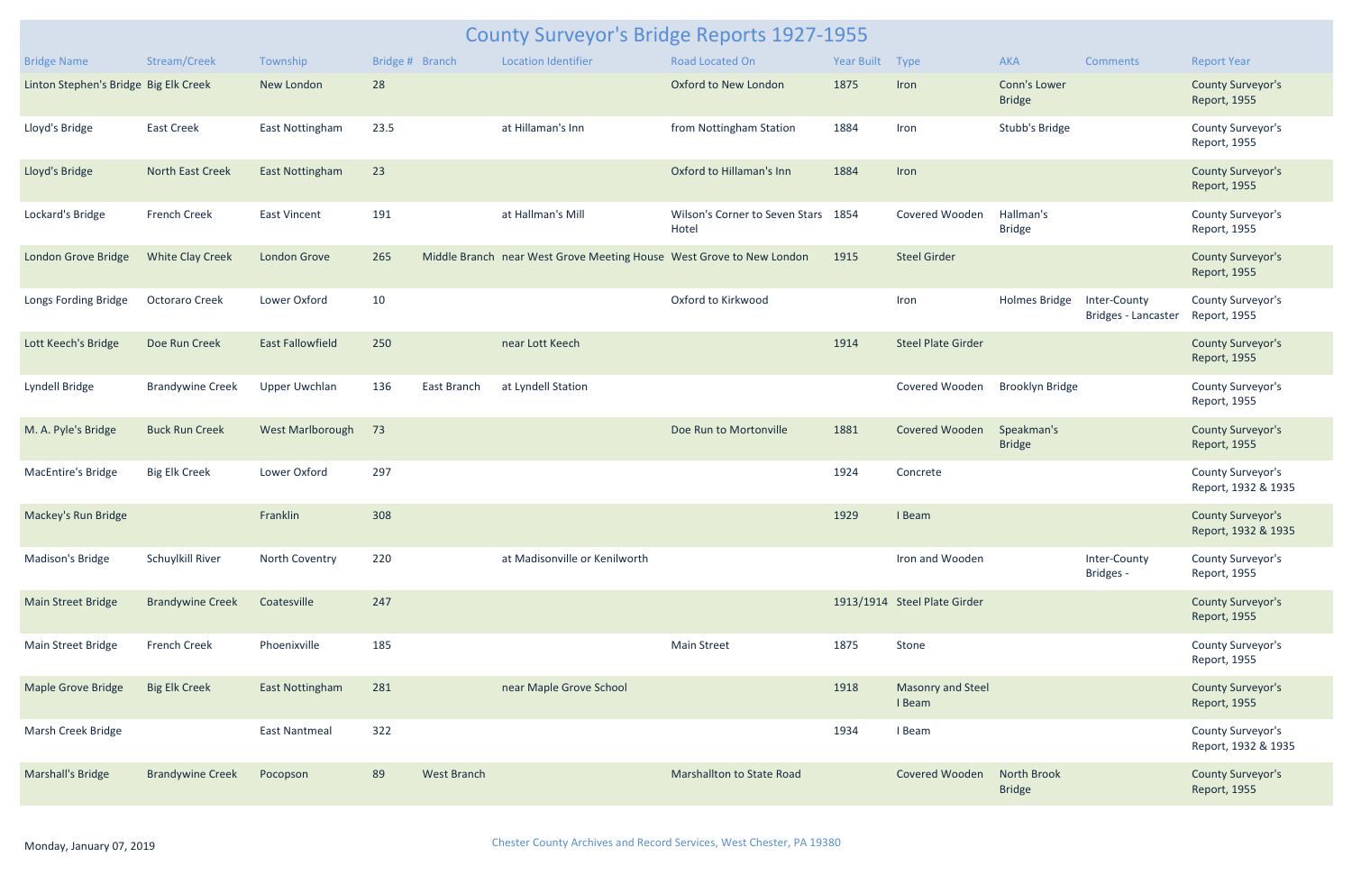# County Surveyor's Bridge Reports 1927-1955

| Bridge Name | Stream/Creek | Township | Bridge # | Branch | Location Identifier | Road Located On | Year Built | Type | AKA | Comments | Report Year |
|---|---|---|---|---|---|---|---|---|---|---|---|
| Linton Stephen's Bridge | Big Elk Creek | New London | 28 | | | Oxford to New London | 1875 | Iron | Conn's Lower Bridge | | County Surveyor's Report, 1955 |
| Lloyd's Bridge | East Creek | East Nottingham | 23.5 | | at Hillaman's Inn | from Nottingham Station | 1884 | Iron | Stubb's Bridge | | County Surveyor's Report, 1955 |
| Lloyd's Bridge | North East Creek | East Nottingham | 23 | | | Oxford to Hillaman's Inn | 1884 | Iron | | | County Surveyor's Report, 1955 |
| Lockard's Bridge | French Creek | East Vincent | 191 | | at Hallman's Mill | Wilson's Corner to Seven Stars Hotel | 1854 | Covered Wooden | Hallman's Bridge | | County Surveyor's Report, 1955 |
| London Grove Bridge | White Clay Creek | London Grove | 265 | Middle Branch | near West Grove Meeting House | West Grove to New London | 1915 | Steel Girder | | | County Surveyor's Report, 1955 |
| Longs Fording Bridge | Octoraro Creek | Lower Oxford | 10 | | | Oxford to Kirkwood | | Iron | Holmes Bridge | Inter-County Bridges - Lancaster | County Surveyor's Report, 1955 |
| Lott Keech's Bridge | Doe Run Creek | East Fallowfield | 250 | | near Lott Keech | | 1914 | Steel Plate Girder | | | County Surveyor's Report, 1955 |
| Lyndell Bridge | Brandywine Creek | Upper Uwchlan | 136 | East Branch | at Lyndell Station | | | Covered Wooden | Brooklyn Bridge | | County Surveyor's Report, 1955 |
| M. A. Pyle's Bridge | Buck Run Creek | West Marlborough | 73 | | | Doe Run to Mortonville | 1881 | Covered Wooden | Speakman's Bridge | | County Surveyor's Report, 1955 |
| MacEntire's Bridge | Big Elk Creek | Lower Oxford | 297 | | | | 1924 | Concrete | | | County Surveyor's Report, 1932 & 1935 |
| Mackey's Run Bridge | | Franklin | 308 | | | | 1929 | I Beam | | | County Surveyor's Report, 1932 & 1935 |
| Madison's Bridge | Schuylkill River | North Coventry | 220 | | at Madisonville or Kenilworth | | | Iron and Wooden | | Inter-County Bridges - | County Surveyor's Report, 1955 |
| Main Street Bridge | Brandywine Creek | Coatesville | 247 | | | | 1913/1914 | Steel Plate Girder | | | County Surveyor's Report, 1955 |
| Main Street Bridge | French Creek | Phoenixville | 185 | | | Main Street | 1875 | Stone | | | County Surveyor's Report, 1955 |
| Maple Grove Bridge | Big Elk Creek | East Nottingham | 281 | | near Maple Grove School | | 1918 | Masonry and Steel I Beam | | | County Surveyor's Report, 1955 |
| Marsh Creek Bridge | | East Nantmeal | 322 | | | | 1934 | I Beam | | | County Surveyor's Report, 1932 & 1935 |
| Marshall's Bridge | Brandywine Creek | Pocopson | 89 | West Branch | | Marshallton to State Road | | Covered Wooden | North Brook Bridge | | County Surveyor's Report, 1955 |

Monday, January 07, 2019

Chester County Archives and Record Services, West Chester, PA 19380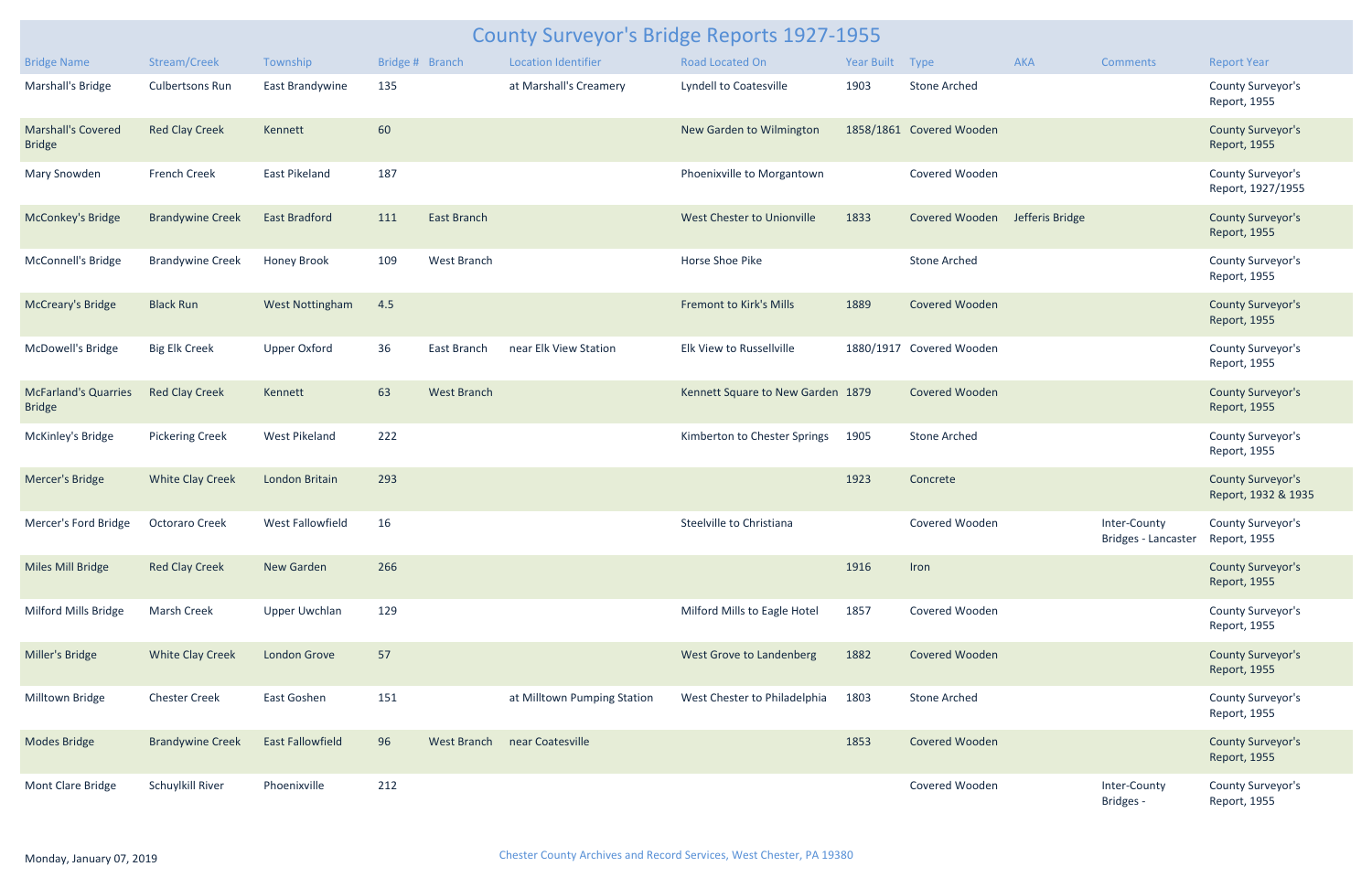# County Surveyor's Bridge Reports 1927-1955

| Bridge Name | Stream/Creek | Township | Bridge # | Branch | Location Identifier | Road Located On | Year Built | Type | AKA | Comments | Report Year |
|---|---|---|---|---|---|---|---|---|---|---|---|
| Marshall's Bridge | Culbertsons Run | East Brandywine | 135 | | at Marshall's Creamery | Lyndell to Coatesville | 1903 | Stone Arched | | | County Surveyor's Report, 1955 |
| Marshall's Covered Bridge | Red Clay Creek | Kennett | 60 | | | New Garden to Wilmington | 1858/1861 | Covered Wooden | | | County Surveyor's Report, 1955 |
| Mary Snowden | French Creek | East Pikeland | 187 | | | Phoenixville to Morgantown | | Covered Wooden | | | County Surveyor's Report, 1927/1955 |
| McConkey's Bridge | Brandywine Creek | East Bradford | 111 | East Branch | | West Chester to Unionville | 1833 | Covered Wooden | Jefferis Bridge | | County Surveyor's Report, 1955 |
| McConnell's Bridge | Brandywine Creek | Honey Brook | 109 | West Branch | | Horse Shoe Pike | | Stone Arched | | | County Surveyor's Report, 1955 |
| McCreary's Bridge | Black Run | West Nottingham | 4.5 | | | Fremont to Kirk's Mills | 1889 | Covered Wooden | | | County Surveyor's Report, 1955 |
| McDowell's Bridge | Big Elk Creek | Upper Oxford | 36 | East Branch | near Elk View Station | Elk View to Russellville | 1880/1917 | Covered Wooden | | | County Surveyor's Report, 1955 |
| McFarland's Quarries Bridge | Red Clay Creek | Kennett | 63 | West Branch | | Kennett Square to New Garden | 1879 | Covered Wooden | | | County Surveyor's Report, 1955 |
| McKinley's Bridge | Pickering Creek | West Pikeland | 222 | | | Kimberton to Chester Springs | 1905 | Stone Arched | | | County Surveyor's Report, 1955 |
| Mercer's Bridge | White Clay Creek | London Britain | 293 | | | | 1923 | Concrete | | | County Surveyor's Report, 1932 & 1935 |
| Mercer's Ford Bridge | Octoraro Creek | West Fallowfield | 16 | | | Steelville to Christiana | | Covered Wooden | | Inter-County Bridges - Lancaster | County Surveyor's Report, 1955 |
| Miles Mill Bridge | Red Clay Creek | New Garden | 266 | | | | 1916 | Iron | | | County Surveyor's Report, 1955 |
| Milford Mills Bridge | Marsh Creek | Upper Uwchlan | 129 | | | Milford Mills to Eagle Hotel | 1857 | Covered Wooden | | | County Surveyor's Report, 1955 |
| Miller's Bridge | White Clay Creek | London Grove | 57 | | | West Grove to Landenberg | 1882 | Covered Wooden | | | County Surveyor's Report, 1955 |
| Milltown Bridge | Chester Creek | East Goshen | 151 | | at Milltown Pumping Station | West Chester to Philadelphia | 1803 | Stone Arched | | | County Surveyor's Report, 1955 |
| Modes Bridge | Brandywine Creek | East Fallowfield | 96 | West Branch | near Coatesville | | 1853 | Covered Wooden | | | County Surveyor's Report, 1955 |
| Mont Clare Bridge | Schuylkill River | Phoenixville | 212 | | | | | Covered Wooden | | Inter-County Bridges - | County Surveyor's Report, 1955 |

Monday, January 07, 2019

Chester County Archives and Record Services, West Chester, PA 19380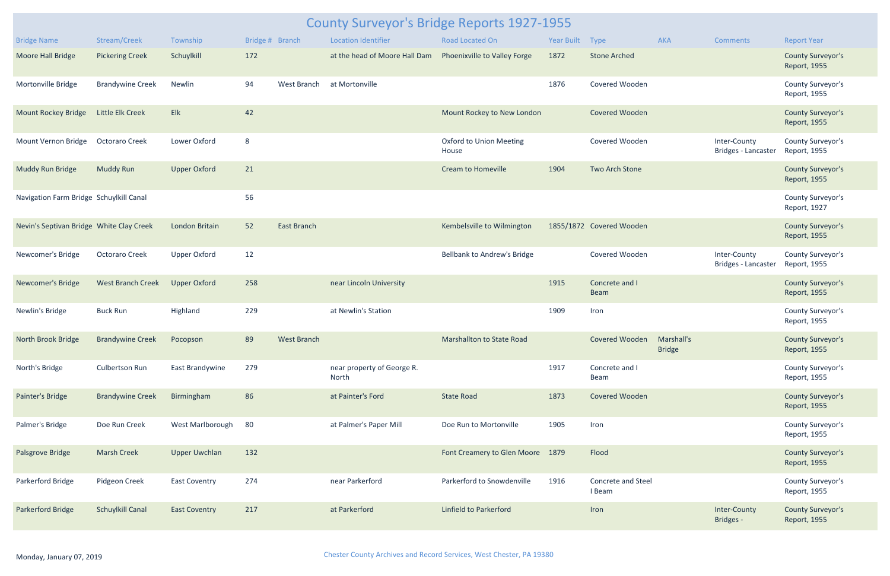# County Surveyor's Bridge Reports 1927-1955

| Bridge Name | Stream/Creek | Township | Bridge # | Branch | Location Identifier | Road Located On | Year Built | Type | AKA | Comments | Report Year |
|---|---|---|---|---|---|---|---|---|---|---|---|
| Moore Hall Bridge | Pickering Creek | Schuylkill | 172 | | at the head of Moore Hall Dam | Phoenixville to Valley Forge | 1872 | Stone Arched | | | County Surveyor's Report, 1955 |
| Mortonville Bridge | Brandywine Creek | Newlin | 94 | West Branch | at Mortonville | | 1876 | Covered Wooden | | | County Surveyor's Report, 1955 |
| Mount Rockey Bridge | Little Elk Creek | Elk | 42 | | | Mount Rockey to New London | | Covered Wooden | | | County Surveyor's Report, 1955 |
| Mount Vernon Bridge | Octoraro Creek | Lower Oxford | 8 | | | Oxford to Union Meeting House | | Covered Wooden | | Inter-County Bridges - Lancaster | County Surveyor's Report, 1955 |
| Muddy Run Bridge | Muddy Run | Upper Oxford | 21 | | | Cream to Homeville | 1904 | Two Arch Stone | | | County Surveyor's Report, 1955 |
| Navigation Farm Bridge | Schuylkill Canal | | 56 | | | | | | | | County Surveyor's Report, 1927 |
| Nevin's Septivan Bridge | White Clay Creek | London Britain | 52 | East Branch | | Kembelsville to Wilmington | 1855/1872 | Covered Wooden | | | County Surveyor's Report, 1955 |
| Newcomer's Bridge | Octoraro Creek | Upper Oxford | 12 | | | Bellbank to Andrew's Bridge | | Covered Wooden | | Inter-County Bridges - Lancaster | County Surveyor's Report, 1955 |
| Newcomer's Bridge | West Branch Creek | Upper Oxford | 258 | | near Lincoln University | | 1915 | Concrete and I Beam | | | County Surveyor's Report, 1955 |
| Newlin's Bridge | Buck Run | Highland | 229 | | at Newlin's Station | | 1909 | Iron | | | County Surveyor's Report, 1955 |
| North Brook Bridge | Brandywine Creek | Pocopson | 89 | West Branch | | Marshallton to State Road | | Covered Wooden | Marshall's Bridge | | County Surveyor's Report, 1955 |
| North's Bridge | Culbertson Run | East Brandywine | 279 | | near property of George R. North | | 1917 | Concrete and I Beam | | | County Surveyor's Report, 1955 |
| Painter's Bridge | Brandywine Creek | Birmingham | 86 | | at Painter's Ford | State Road | 1873 | Covered Wooden | | | County Surveyor's Report, 1955 |
| Palmer's Bridge | Doe Run Creek | West Marlborough | 80 | | at Palmer's Paper Mill | Doe Run to Mortonville | 1905 | Iron | | | County Surveyor's Report, 1955 |
| Palsgrove Bridge | Marsh Creek | Upper Uwchlan | 132 | | | Font Creamery to Glen Moore | 1879 | Flood | | | County Surveyor's Report, 1955 |
| Parkerford Bridge | Pidgeon Creek | East Coventry | 274 | | near Parkerford | Parkerford to Snowdenville | 1916 | Concrete and Steel I Beam | | | County Surveyor's Report, 1955 |
| Parkerford Bridge | Schuylkill Canal | East Coventry | 217 | | at Parkerford | Linfield to Parkerford | | Iron | | Inter-County Bridges - | County Surveyor's Report, 1955 |

Monday, January 07, 2019

Chester County Archives and Record Services, West Chester, PA 19380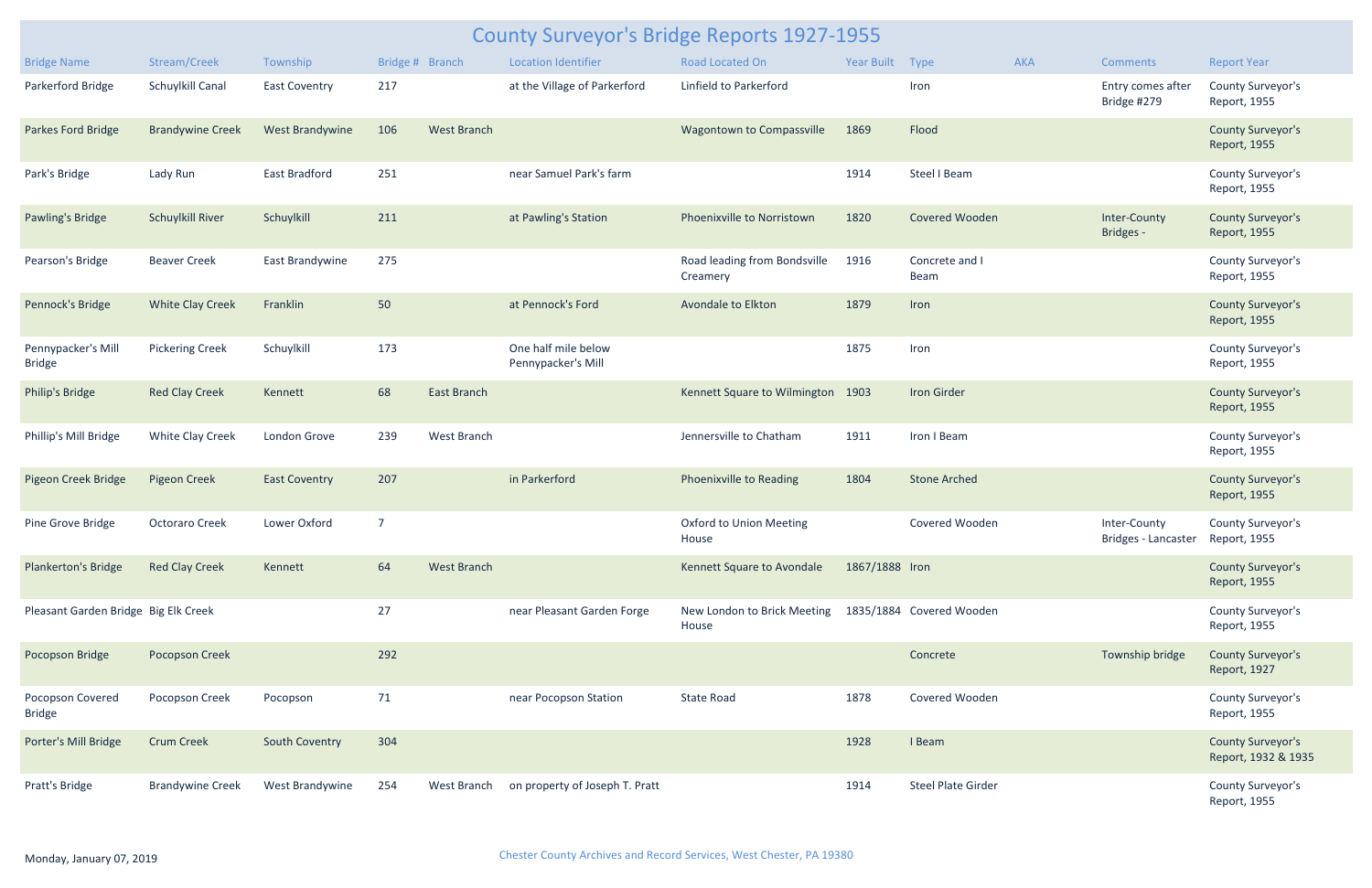# County Surveyor's Bridge Reports 1927-1955

| Bridge Name | Stream/Creek | Township | Bridge # | Branch | Location Identifier | Road Located On | Year Built | Type | AKA | Comments | Report Year |
|---|---|---|---|---|---|---|---|---|---|---|---|
| Parkerford Bridge | Schuylkill Canal | East Coventry | 217 | | at the Village of Parkerford | Linfield to Parkerford | | Iron | | Entry comes after Bridge #279 | County Surveyor's Report, 1955 |
| Parkes Ford Bridge | Brandywine Creek | West Brandywine | 106 | West Branch | | Wagontown to Compassville | 1869 | Flood | | | County Surveyor's Report, 1955 |
| Park's Bridge | Lady Run | East Bradford | 251 | | near Samuel Park's farm | | 1914 | Steel I Beam | | | County Surveyor's Report, 1955 |
| Pawling's Bridge | Schuylkill River | Schuylkill | 211 | | at Pawling's Station | Phoenixville to Norristown | 1820 | Covered Wooden | | Inter-County Bridges - | County Surveyor's Report, 1955 |
| Pearson's Bridge | Beaver Creek | East Brandywine | 275 | | | Road leading from Bondsville Creamery | 1916 | Concrete and I Beam | | | County Surveyor's Report, 1955 |
| Pennock's Bridge | White Clay Creek | Franklin | 50 | | at Pennock's Ford | Avondale to Elkton | 1879 | Iron | | | County Surveyor's Report, 1955 |
| Pennypacker's Mill Bridge | Pickering Creek | Schuylkill | 173 | | One half mile below Pennypacker's Mill | | 1875 | Iron | | | County Surveyor's Report, 1955 |
| Philip's Bridge | Red Clay Creek | Kennett | 68 | East Branch | | Kennett Square to Wilmington | 1903 | Iron Girder | | | County Surveyor's Report, 1955 |
| Phillip's Mill Bridge | White Clay Creek | London Grove | 239 | West Branch | | Jennersville to Chatham | 1911 | Iron I Beam | | | County Surveyor's Report, 1955 |
| Pigeon Creek Bridge | Pigeon Creek | East Coventry | 207 | | in Parkerford | Phoenixville to Reading | 1804 | Stone Arched | | | County Surveyor's Report, 1955 |
| Pine Grove Bridge | Octoraro Creek | Lower Oxford | 7 | | | Oxford to Union Meeting House | | Covered Wooden | | Inter-County Bridges - Lancaster | County Surveyor's Report, 1955 |
| Plankerton's Bridge | Red Clay Creek | Kennett | 64 | West Branch | | Kennett Square to Avondale | 1867/1888 | Iron | | | County Surveyor's Report, 1955 |
| Pleasant Garden Bridge | Big Elk Creek | | 27 | | near Pleasant Garden Forge | New London to Brick Meeting House | 1835/1884 | Covered Wooden | | | County Surveyor's Report, 1955 |
| Pocopson Bridge | Pocopson Creek | | 292 | | | | | Concrete | | Township bridge | County Surveyor's Report, 1927 |
| Pocopson Covered Bridge | Pocopson Creek | Pocopson | 71 | | near Pocopson Station | State Road | 1878 | Covered Wooden | | | County Surveyor's Report, 1955 |
| Porter's Mill Bridge | Crum Creek | South Coventry | 304 | | | | 1928 | I Beam | | | County Surveyor's Report, 1932 & 1935 |
| Pratt's Bridge | Brandywine Creek | West Brandywine | 254 | West Branch | on property of Joseph T. Pratt | | 1914 | Steel Plate Girder | | | County Surveyor's Report, 1955 |

Monday, January 07, 2019

Chester County Archives and Record Services, West Chester, PA 19380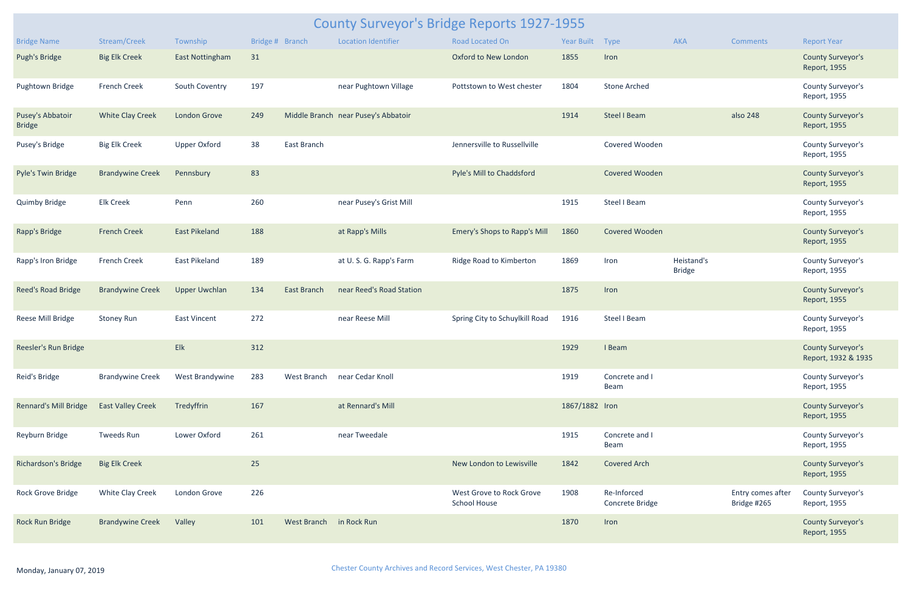# County Surveyor's Bridge Reports 1927-1955

| Bridge Name | Stream/Creek | Township | Bridge # | Branch | Location Identifier | Road Located On | Year Built | Type | AKA | Comments | Report Year |
|---|---|---|---|---|---|---|---|---|---|---|---|
| Pugh's Bridge | Big Elk Creek | East Nottingham | 31 | | | Oxford to New London | 1855 | Iron | | | County Surveyor's Report, 1955 |
| Pughtown Bridge | French Creek | South Coventry | 197 | | near Pughtown Village | Pottstown to West chester | 1804 | Stone Arched | | | County Surveyor's Report, 1955 |
| Pusey's Abbatoir Bridge | White Clay Creek | London Grove | 249 | Middle Branch | near Pusey's Abbatoir | | 1914 | Steel I Beam | | also 248 | County Surveyor's Report, 1955 |
| Pusey's Bridge | Big Elk Creek | Upper Oxford | 38 | East Branch | | Jennersville to Russellville | | Covered Wooden | | | County Surveyor's Report, 1955 |
| Pyle's Twin Bridge | Brandywine Creek | Pennsbury | 83 | | | Pyle's Mill to Chaddsford | | Covered Wooden | | | County Surveyor's Report, 1955 |
| Quimby Bridge | Elk Creek | Penn | 260 | | near Pusey's Grist Mill | | 1915 | Steel I Beam | | | County Surveyor's Report, 1955 |
| Rapp's Bridge | French Creek | East Pikeland | 188 | | at Rapp's Mills | Emery's Shops to Rapp's Mill | 1860 | Covered Wooden | | | County Surveyor's Report, 1955 |
| Rapp's Iron Bridge | French Creek | East Pikeland | 189 | | at U. S. G. Rapp's Farm | Ridge Road to Kimberton | 1869 | Iron | Heistand's Bridge | | County Surveyor's Report, 1955 |
| Reed's Road Bridge | Brandywine Creek | Upper Uwchlan | 134 | East Branch | near Reed's Road Station | | 1875 | Iron | | | County Surveyor's Report, 1955 |
| Reese Mill Bridge | Stoney Run | East Vincent | 272 | | near Reese Mill | Spring City to Schuylkill Road | 1916 | Steel I Beam | | | County Surveyor's Report, 1955 |
| Reesler's Run Bridge | | Elk | 312 | | | | 1929 | I Beam | | | County Surveyor's Report, 1932 & 1935 |
| Reid's Bridge | Brandywine Creek | West Brandywine | 283 | West Branch | near Cedar Knoll | | 1919 | Concrete and I Beam | | | County Surveyor's Report, 1955 |
| Rennard's Mill Bridge | East Valley Creek | Tredyffrin | 167 | | at Rennard's Mill | | 1867/1882 | Iron | | | County Surveyor's Report, 1955 |
| Reyburn Bridge | Tweeds Run | Lower Oxford | 261 | | near Tweedale | | 1915 | Concrete and I Beam | | | County Surveyor's Report, 1955 |
| Richardson's Bridge | Big Elk Creek | | 25 | | | New London to Lewisville | 1842 | Covered Arch | | | County Surveyor's Report, 1955 |
| Rock Grove Bridge | White Clay Creek | London Grove | 226 | | | West Grove to Rock Grove School House | 1908 | Re-Inforced Concrete Bridge | | Entry comes after Bridge #265 | County Surveyor's Report, 1955 |
| Rock Run Bridge | Brandywine Creek | Valley | 101 | West Branch | in Rock Run | | 1870 | Iron | | | County Surveyor's Report, 1955 |

Monday, January 07, 2019

Chester County Archives and Record Services, West Chester, PA 19380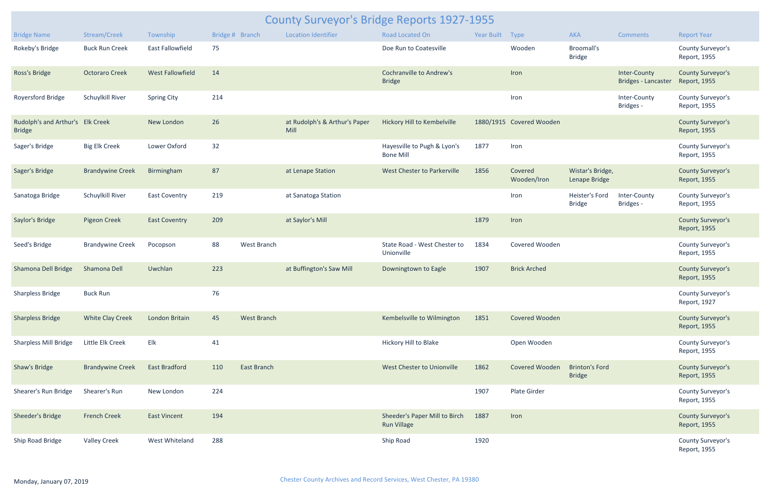# County Surveyor's Bridge Reports 1927-1955

| Bridge Name | Stream/Creek | Township | Bridge # | Branch | Location Identifier | Road Located On | Year Built | Type | AKA | Comments | Report Year |
|---|---|---|---|---|---|---|---|---|---|---|---|
| Rokeby's Bridge | Buck Run Creek | East Fallowfield | 75 | | | Doe Run to Coatesville | | Wooden | Broomall's Bridge | | County Surveyor's Report, 1955 |
| Ross's Bridge | Octoraro Creek | West Fallowfield | 14 | | | Cochranville to Andrew's Bridge | | Iron | | Inter-County Bridges - Lancaster | County Surveyor's Report, 1955 |
| Royersford Bridge | Schuylkill River | Spring City | 214 | | | | | Iron | | Inter-County Bridges - | County Surveyor's Report, 1955 |
| Rudolph's and Arthur's Bridge | Elk Creek | New London | 26 | | at Rudolph's & Arthur's Paper Mill | Hickory Hill to Kembelville | 1880/1915 | Covered Wooden | | | County Surveyor's Report, 1955 |
| Sager's Bridge | Big Elk Creek | Lower Oxford | 32 | | | Hayesville to Pugh & Lyon's Bone Mill | 1877 | Iron | | | County Surveyor's Report, 1955 |
| Sager's Bridge | Brandywine Creek | Birmingham | 87 | | at Lenape Station | West Chester to Parkerville | 1856 | Covered Wooden/Iron | Wistar's Bridge, Lenape Bridge | | County Surveyor's Report, 1955 |
| Sanatoga Bridge | Schuylkill River | East Coventry | 219 | | at Sanatoga Station | | | Iron | Heister's Ford Bridge | Inter-County Bridges - | County Surveyor's Report, 1955 |
| Saylor's Bridge | Pigeon Creek | East Coventry | 209 | | at Saylor's Mill | | 1879 | Iron | | | County Surveyor's Report, 1955 |
| Seed's Bridge | Brandywine Creek | Pocopson | 88 | West Branch | | State Road - West Chester to Unionville | 1834 | Covered Wooden | | | County Surveyor's Report, 1955 |
| Shamona Dell Bridge | Shamona Dell | Uwchlan | 223 | | at Buffington's Saw Mill | Downingtown to Eagle | 1907 | Brick Arched | | | County Surveyor's Report, 1955 |
| Sharpless Bridge | Buck Run | | 76 | | | | | | | | County Surveyor's Report, 1927 |
| Sharpless Bridge | White Clay Creek | London Britain | 45 | West Branch | | Kembelsville to Wilmington | 1851 | Covered Wooden | | | County Surveyor's Report, 1955 |
| Sharpless Mill Bridge | Little Elk Creek | Elk | 41 | | | Hickory Hill to Blake | | Open Wooden | | | County Surveyor's Report, 1955 |
| Shaw's Bridge | Brandywine Creek | East Bradford | 110 | East Branch | | West Chester to Unionville | 1862 | Covered Wooden | Brinton's Ford Bridge | | County Surveyor's Report, 1955 |
| Shearer's Run Bridge | Shearer's Run | New London | 224 | | | | 1907 | Plate Girder | | | County Surveyor's Report, 1955 |
| Sheeder's Bridge | French Creek | East Vincent | 194 | | | Sheeder's Paper Mill to Birch Run Village | 1887 | Iron | | | County Surveyor's Report, 1955 |
| Ship Road Bridge | Valley Creek | West Whiteland | 288 | | | Ship Road | 1920 | | | | County Surveyor's Report, 1955 |

Monday, January 07, 2019

Chester County Archives and Record Services, West Chester, PA 19380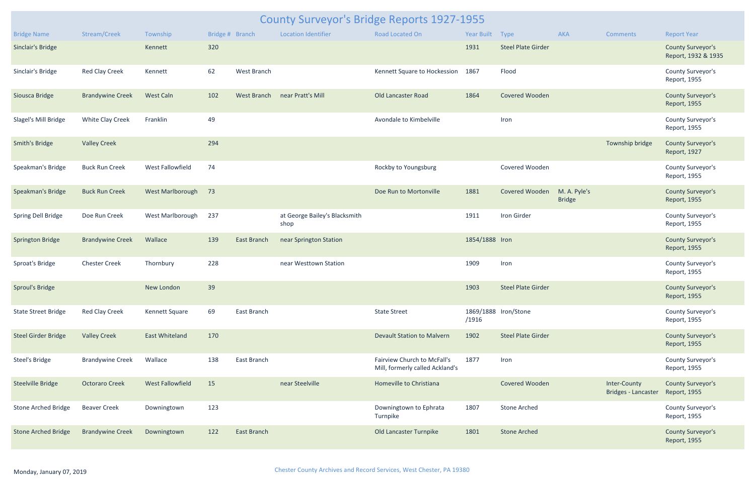# County Surveyor's Bridge Reports 1927-1955

| Bridge Name | Stream/Creek | Township | Bridge # | Branch | Location Identifier | Road Located On | Year Built | Type | AKA | Comments | Report Year |
|---|---|---|---|---|---|---|---|---|---|---|---|
| Sinclair's Bridge | | Kennett | 320 | | | | 1931 | Steel Plate Girder | | | County Surveyor's Report, 1932 & 1935 |
| Sinclair's Bridge | Red Clay Creek | Kennett | 62 | West Branch | | Kennett Square to Hockession | 1867 | Flood | | | County Surveyor's Report, 1955 |
| Siousca Bridge | Brandywine Creek | West Caln | 102 | West Branch | near Pratt's Mill | Old Lancaster Road | 1864 | Covered Wooden | | | County Surveyor's Report, 1955 |
| Slagel's Mill Bridge | White Clay Creek | Franklin | 49 | | | Avondale to Kimbelville | | Iron | | | County Surveyor's Report, 1955 |
| Smith's Bridge | Valley Creek | | 294 | | | | | | | Township bridge | County Surveyor's Report, 1927 |
| Speakman's Bridge | Buck Run Creek | West Fallowfield | 74 | | | Rockby to Youngsburg | | Covered Wooden | | | County Surveyor's Report, 1955 |
| Speakman's Bridge | Buck Run Creek | West Marlborough | 73 | | | Doe Run to Mortonville | 1881 | Covered Wooden | M. A. Pyle's Bridge | | County Surveyor's Report, 1955 |
| Spring Dell Bridge | Doe Run Creek | West Marlborough | 237 | | at George Bailey's Blacksmith shop | | 1911 | Iron Girder | | | County Surveyor's Report, 1955 |
| Springton Bridge | Brandywine Creek | Wallace | 139 | East Branch | near Springton Station | | 1854/1888 | Iron | | | County Surveyor's Report, 1955 |
| Sproat's Bridge | Chester Creek | Thornbury | 228 | | near Westtown Station | | 1909 | Iron | | | County Surveyor's Report, 1955 |
| Sproul's Bridge | | New London | 39 | | | | 1903 | Steel Plate Girder | | | County Surveyor's Report, 1955 |
| State Street Bridge | Red Clay Creek | Kennett Square | 69 | East Branch | | State Street | 1869/1888 /1916 | Iron/Stone | | | County Surveyor's Report, 1955 |
| Steel Girder Bridge | Valley Creek | East Whiteland | 170 | | | Devault Station to Malvern | 1902 | Steel Plate Girder | | | County Surveyor's Report, 1955 |
| Steel's Bridge | Brandywine Creek | Wallace | 138 | East Branch | | Fairview Church to McFall's Mill, formerly called Ackland's | 1877 | Iron | | | County Surveyor's Report, 1955 |
| Steelville Bridge | Octoraro Creek | West Fallowfield | 15 | | near Steelville | Homeville to Christiana | | Covered Wooden | | Inter-County Bridges - Lancaster | County Surveyor's Report, 1955 |
| Stone Arched Bridge | Beaver Creek | Downingtown | 123 | | | Downingtown to Ephrata Turnpike | 1807 | Stone Arched | | | County Surveyor's Report, 1955 |
| Stone Arched Bridge | Brandywine Creek | Downingtown | 122 | East Branch | | Old Lancaster Turnpike | 1801 | Stone Arched | | | County Surveyor's Report, 1955 |

Monday, January 07, 2019

Chester County Archives and Record Services, West Chester, PA 19380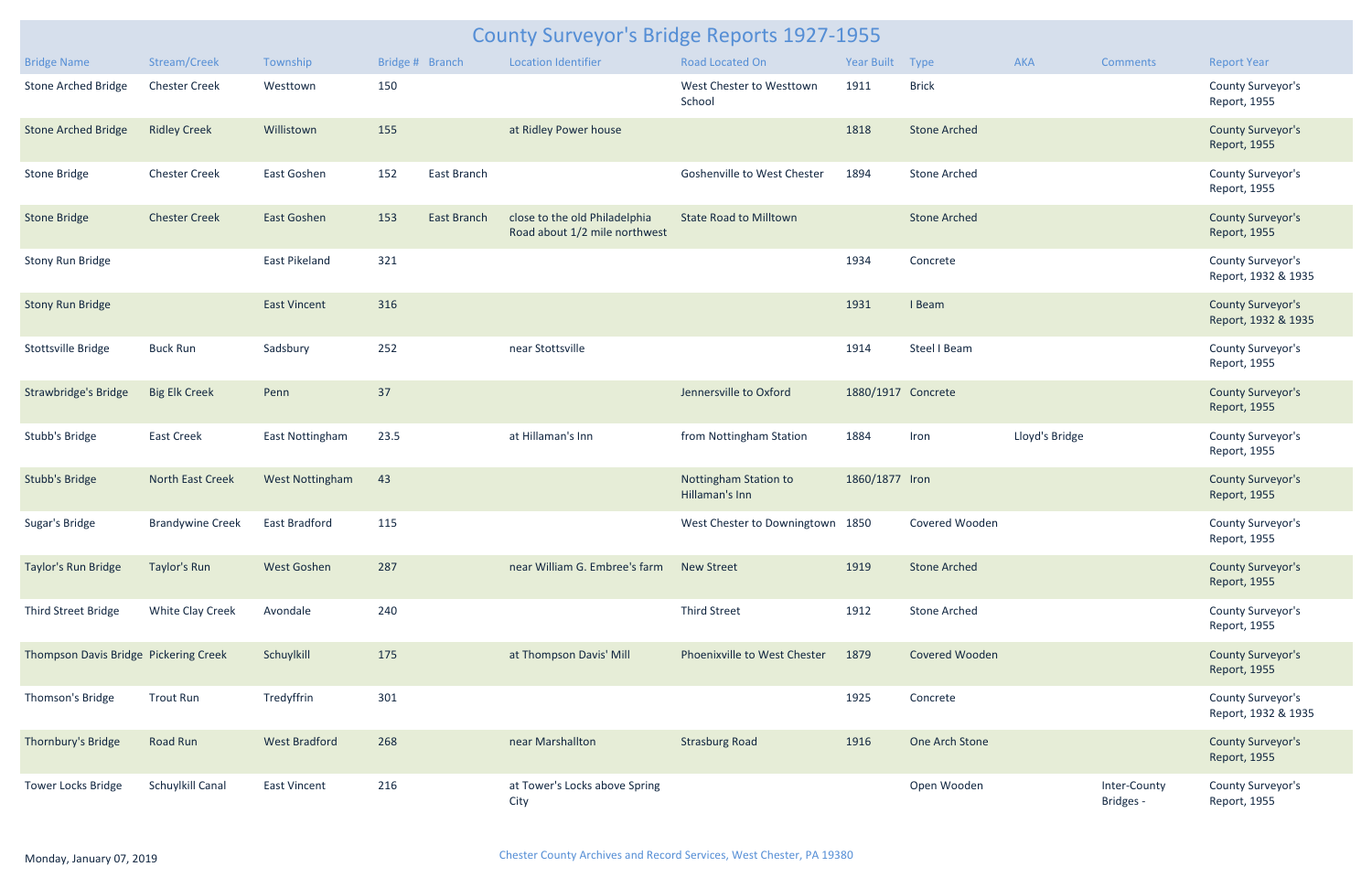# County Surveyor's Bridge Reports 1927-1955

| Bridge Name | Stream/Creek | Township | Bridge # | Branch | Location Identifier | Road Located On | Year Built | Type | AKA | Comments | Report Year |
|---|---|---|---|---|---|---|---|---|---|---|---|
| Stone Arched Bridge | Chester Creek | Westtown | 150 | | | West Chester to Westtown School | 1911 | Brick | | | County Surveyor's Report, 1955 |
| Stone Arched Bridge | Ridley Creek | Willistown | 155 | | at Ridley Power house | | 1818 | Stone Arched | | | County Surveyor's Report, 1955 |
| Stone Bridge | Chester Creek | East Goshen | 152 | East Branch | | Goshenville to West Chester | 1894 | Stone Arched | | | County Surveyor's Report, 1955 |
| Stone Bridge | Chester Creek | East Goshen | 153 | East Branch | close to the old Philadelphia Road about 1/2 mile northwest | State Road to Milltown | | Stone Arched | | | County Surveyor's Report, 1955 |
| Stony Run Bridge | | East Pikeland | 321 | | | | 1934 | Concrete | | | County Surveyor's Report, 1932 & 1935 |
| Stony Run Bridge | | East Vincent | 316 | | | | 1931 | I Beam | | | County Surveyor's Report, 1932 & 1935 |
| Stottsville Bridge | Buck Run | Sadsbury | 252 | | near Stottsville | | 1914 | Steel I Beam | | | County Surveyor's Report, 1955 |
| Strawbridge's Bridge | Big Elk Creek | Penn | 37 | | | Jennersville to Oxford | 1880/1917 | Concrete | | | County Surveyor's Report, 1955 |
| Stubb's Bridge | East Creek | East Nottingham | 23.5 | | at Hillaman's Inn | from Nottingham Station | 1884 | Iron | Lloyd's Bridge | | County Surveyor's Report, 1955 |
| Stubb's Bridge | North East Creek | West Nottingham | 43 | | | Nottingham Station to Hillaman's Inn | 1860/1877 | Iron | | | County Surveyor's Report, 1955 |
| Sugar's Bridge | Brandywine Creek | East Bradford | 115 | | | West Chester to Downingtown | 1850 | Covered Wooden | | | County Surveyor's Report, 1955 |
| Taylor's Run Bridge | Taylor's Run | West Goshen | 287 | | near William G. Embree's farm | New Street | 1919 | Stone Arched | | | County Surveyor's Report, 1955 |
| Third Street Bridge | White Clay Creek | Avondale | 240 | | | Third Street | 1912 | Stone Arched | | | County Surveyor's Report, 1955 |
| Thompson Davis Bridge | Pickering Creek | Schuylkill | 175 | | at Thompson Davis' Mill | Phoenixville to West Chester | 1879 | Covered Wooden | | | County Surveyor's Report, 1955 |
| Thomson's Bridge | Trout Run | Tredyffrin | 301 | | | | 1925 | Concrete | | | County Surveyor's Report, 1932 & 1935 |
| Thornbury's Bridge | Road Run | West Bradford | 268 | | near Marshallton | Strasburg Road | 1916 | One Arch Stone | | | County Surveyor's Report, 1955 |
| Tower Locks Bridge | Schuylkill Canal | East Vincent | 216 | | at Tower's Locks above Spring City | | | Open Wooden | | Inter-County Bridges - | County Surveyor's Report, 1955 |

Monday, January 07, 2019

Chester County Archives and Record Services, West Chester, PA 19380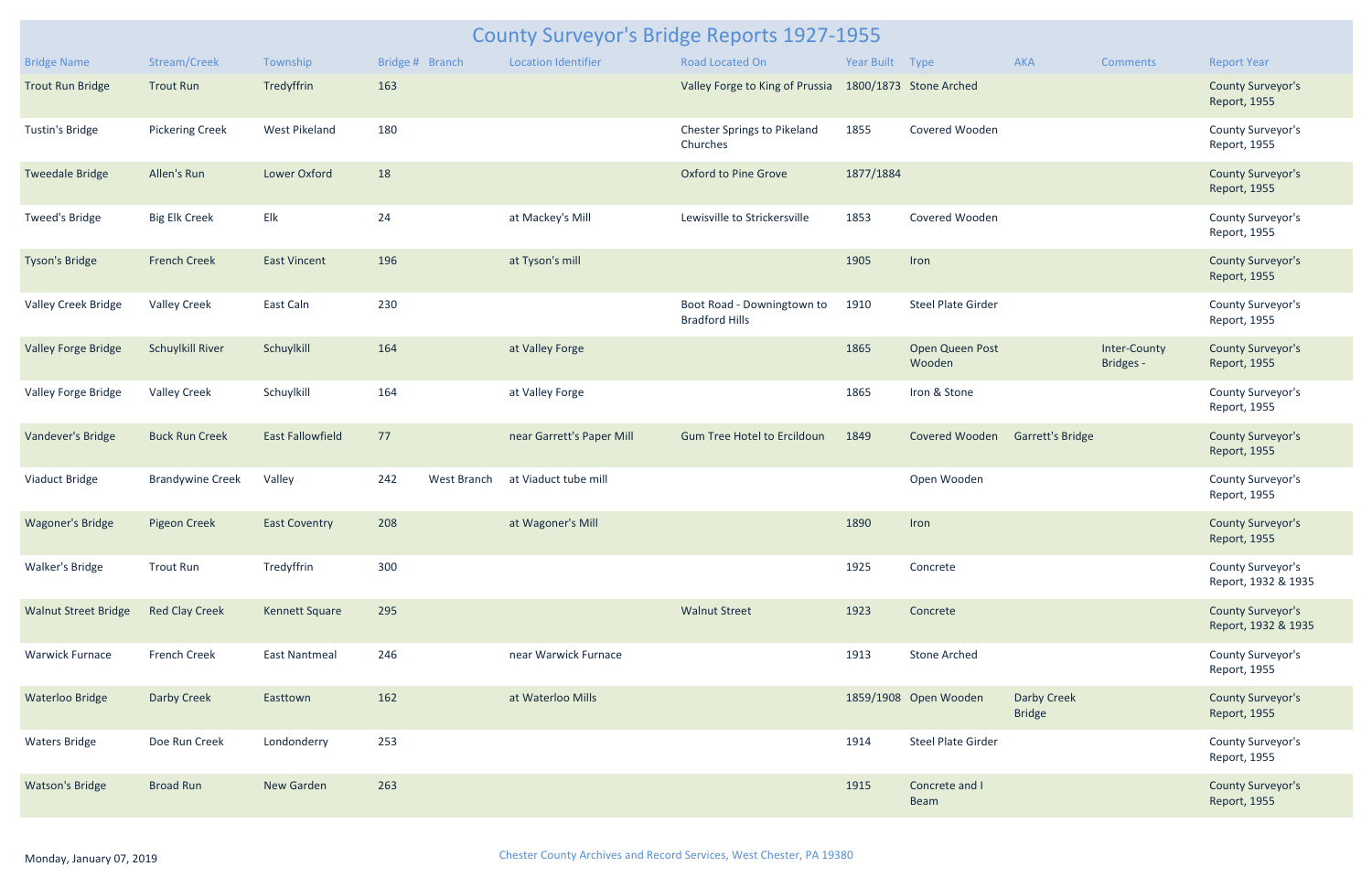# County Surveyor's Bridge Reports 1927-1955

| Bridge Name | Stream/Creek | Township | Bridge # | Branch | Location Identifier | Road Located On | Year Built | Type | AKA | Comments | Report Year |
|---|---|---|---|---|---|---|---|---|---|---|---|
| Trout Run Bridge | Trout Run | Tredyffrin | 163 | | | Valley Forge to King of Prussia | 1800/1873 | Stone Arched | | | County Surveyor's Report, 1955 |
| Tustin's Bridge | Pickering Creek | West Pikeland | 180 | | | Chester Springs to Pikeland Churches | 1855 | Covered Wooden | | | County Surveyor's Report, 1955 |
| Tweedale Bridge | Allen's Run | Lower Oxford | 18 | | | Oxford to Pine Grove | 1877/1884 | | | | County Surveyor's Report, 1955 |
| Tweed's Bridge | Big Elk Creek | Elk | 24 | | at Mackey's Mill | Lewisville to Strickersville | 1853 | Covered Wooden | | | County Surveyor's Report, 1955 |
| Tyson's Bridge | French Creek | East Vincent | 196 | | at Tyson's mill | | 1905 | Iron | | | County Surveyor's Report, 1955 |
| Valley Creek Bridge | Valley Creek | East Caln | 230 | | | Boot Road - Downingtown to Bradford Hills | 1910 | Steel Plate Girder | | | County Surveyor's Report, 1955 |
| Valley Forge Bridge | Schuylkill River | Schuylkill | 164 | | at Valley Forge | | 1865 | Open Queen Post Wooden | | Inter-County Bridges - | County Surveyor's Report, 1955 |
| Valley Forge Bridge | Valley Creek | Schuylkill | 164 | | at Valley Forge | | 1865 | Iron & Stone | | | County Surveyor's Report, 1955 |
| Vandever's Bridge | Buck Run Creek | East Fallowfield | 77 | | near Garrett's Paper Mill | Gum Tree Hotel to Ercildoun | 1849 | Covered Wooden | Garrett's Bridge | | County Surveyor's Report, 1955 |
| Viaduct Bridge | Brandywine Creek | Valley | 242 | West Branch | at Viaduct tube mill | | | Open Wooden | | | County Surveyor's Report, 1955 |
| Wagoner's Bridge | Pigeon Creek | East Coventry | 208 | | at Wagoner's Mill | | 1890 | Iron | | | County Surveyor's Report, 1955 |
| Walker's Bridge | Trout Run | Tredyffrin | 300 | | | | 1925 | Concrete | | | County Surveyor's Report, 1932 & 1935 |
| Walnut Street Bridge | Red Clay Creek | Kennett Square | 295 | | | Walnut Street | 1923 | Concrete | | | County Surveyor's Report, 1932 & 1935 |
| Warwick Furnace | French Creek | East Nantmeal | 246 | | near Warwick Furnace | | 1913 | Stone Arched | | | County Surveyor's Report, 1955 |
| Waterloo Bridge | Darby Creek | Easttown | 162 | | at Waterloo Mills | | 1859/1908 | Open Wooden | Darby Creek Bridge | | County Surveyor's Report, 1955 |
| Waters Bridge | Doe Run Creek | Londonderry | 253 | | | | 1914 | Steel Plate Girder | | | County Surveyor's Report, 1955 |
| Watson's Bridge | Broad Run | New Garden | 263 | | | | 1915 | Concrete and I Beam | | | County Surveyor's Report, 1955 |

Monday, January 07, 2019

Chester County Archives and Record Services, West Chester, PA 19380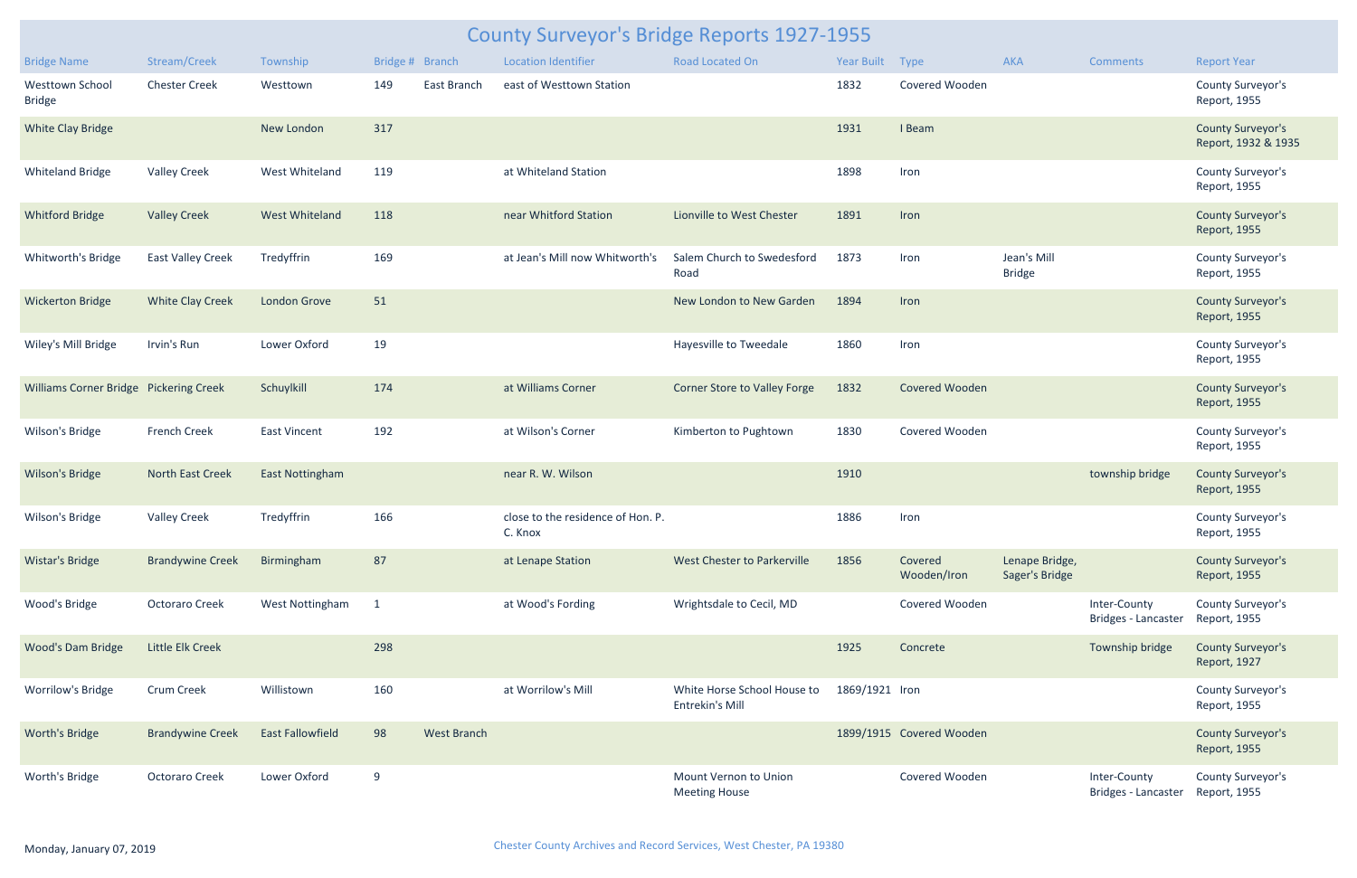# County Surveyor's Bridge Reports 1927-1955

| Bridge Name | Stream/Creek | Township | Bridge # | Branch | Location Identifier | Road Located On | Year Built | Type | AKA | Comments | Report Year |
|---|---|---|---|---|---|---|---|---|---|---|---|
| Westtown School Bridge | Chester Creek | Westtown | 149 | East Branch | east of Westtown Station | | 1832 | Covered Wooden | | | County Surveyor's Report, 1955 |
| White Clay Bridge | | New London | 317 | | | | 1931 | I Beam | | | County Surveyor's Report, 1932 & 1935 |
| Whiteland Bridge | Valley Creek | West Whiteland | 119 | | at Whiteland Station | | 1898 | Iron | | | County Surveyor's Report, 1955 |
| Whitford Bridge | Valley Creek | West Whiteland | 118 | | near Whitford Station | Lionville to West Chester | 1891 | Iron | | | County Surveyor's Report, 1955 |
| Whitworth's Bridge | East Valley Creek | Tredyffrin | 169 | | at Jean's Mill now Whitworth's | Salem Church to Swedesford Road | 1873 | Iron | Jean's Mill Bridge | | County Surveyor's Report, 1955 |
| Wickerton Bridge | White Clay Creek | London Grove | 51 | | | New London to New Garden | 1894 | Iron | | | County Surveyor's Report, 1955 |
| Wiley's Mill Bridge | Irvin's Run | Lower Oxford | 19 | | | Hayesville to Tweedale | 1860 | Iron | | | County Surveyor's Report, 1955 |
| Williams Corner Bridge | Pickering Creek | Schuylkill | 174 | | at Williams Corner | Corner Store to Valley Forge | 1832 | Covered Wooden | | | County Surveyor's Report, 1955 |
| Wilson's Bridge | French Creek | East Vincent | 192 | | at Wilson's Corner | Kimberton to Pughtown | 1830 | Covered Wooden | | | County Surveyor's Report, 1955 |
| Wilson's Bridge | North East Creek | East Nottingham | | | near R. W. Wilson | | 1910 | | | township bridge | County Surveyor's Report, 1955 |
| Wilson's Bridge | Valley Creek | Tredyffrin | 166 | | close to the residence of Hon. P. C. Knox | | 1886 | Iron | | | County Surveyor's Report, 1955 |
| Wistar's Bridge | Brandywine Creek | Birmingham | 87 | | at Lenape Station | West Chester to Parkerville | 1856 | Covered Wooden/Iron | Lenape Bridge, Sager's Bridge | | County Surveyor's Report, 1955 |
| Wood's Bridge | Octoraro Creek | West Nottingham | 1 | | at Wood's Fording | Wrightsdale to Cecil, MD | | Covered Wooden | | Inter-County Bridges - Lancaster | County Surveyor's Report, 1955 |
| Wood's Dam Bridge | Little Elk Creek | | 298 | | | | 1925 | Concrete | | Township bridge | County Surveyor's Report, 1927 |
| Worrilow's Bridge | Crum Creek | Willistown | 160 | | at Worrilow's Mill | White Horse School House to Entrekin's Mill | 1869/1921 | Iron | | | County Surveyor's Report, 1955 |
| Worth's Bridge | Brandywine Creek | East Fallowfield | 98 | West Branch | | | 1899/1915 | Covered Wooden | | | County Surveyor's Report, 1955 |
| Worth's Bridge | Octoraro Creek | Lower Oxford | 9 | | | Mount Vernon to Union Meeting House | | Covered Wooden | | Inter-County Bridges - Lancaster | County Surveyor's Report, 1955 |

Monday, January 07, 2019

Chester County Archives and Record Services, West Chester, PA 19380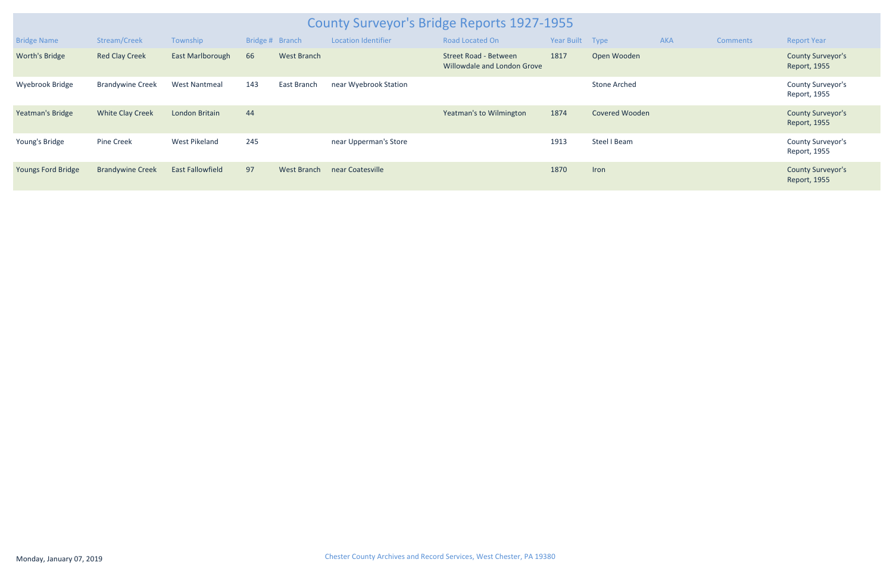# County Surveyor's Bridge Reports 1927-1955

| Bridge Name | Stream/Creek | Township | Bridge # | Branch | Location Identifier | Road Located On | Year Built | Type | AKA | Comments | Report Year |
|---|---|---|---|---|---|---|---|---|---|---|---|
| Worth's Bridge | Red Clay Creek | East Marlborough | 66 | West Branch | | Street Road - Between Willowdale and London Grove | 1817 | Open Wooden | | | County Surveyor's Report, 1955 |
| Wyebrook Bridge | Brandywine Creek | West Nantmeal | 143 | East Branch | near Wyebrook Station | | | Stone Arched | | | County Surveyor's Report, 1955 |
| Yeatman's Bridge | White Clay Creek | London Britain | 44 | | | Yeatman's to Wilmington | 1874 | Covered Wooden | | | County Surveyor's Report, 1955 |
| Young's Bridge | Pine Creek | West Pikeland | 245 | | near Upperman's Store | | 1913 | Steel I Beam | | | County Surveyor's Report, 1955 |
| Youngs Ford Bridge | Brandywine Creek | East Fallowfield | 97 | West Branch | near Coatesville | | 1870 | Iron | | | County Surveyor's Report, 1955 |

Monday, January 07, 2019

Chester County Archives and Record Services, West Chester, PA 19380